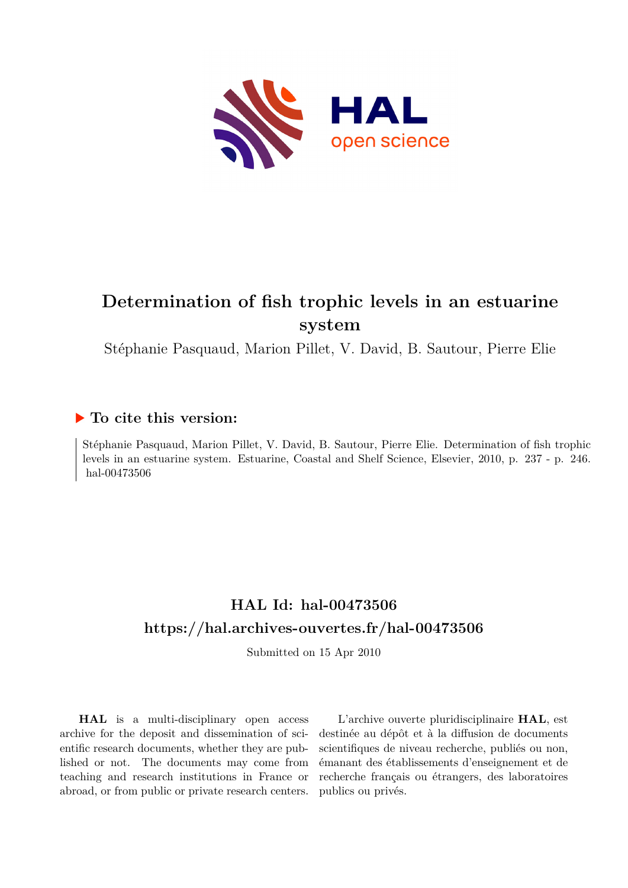# Determination of fish trophic levels in an estuarine system

Stéphanie Pasquaud, Marion Pillet, V. David, B. Sautour, Pierre Elie

## ▶ To cite this version:

Stéphanie Pasquaud, Marion Pillet, V. David, B. Sautour, Pierre Elie. Determination of fish trophic levels in an estuarine system. Estuarine, Coastal and Shelf Science, Elsevier, 2010, p. 237 - p. 246. hal-00473506

## HAL Id: hal-00473506
## https://hal.archives-ouvertes.fr/hal-00473506

Submitted on 15 Apr 2010

**HAL** is a multi-disciplinary open access archive for the deposit and dissemination of scientific research documents, whether they are published or not. The documents may come from teaching and research institutions in France or abroad, or from public or private research centers.

L'archive ouverte pluridisciplinaire **HAL**, est destinée au dépôt et à la diffusion de documents scientifiques de niveau recherche, publiés ou non, émanant des établissements d'enseignement et de recherche français ou étrangers, des laboratoires publics ou privés.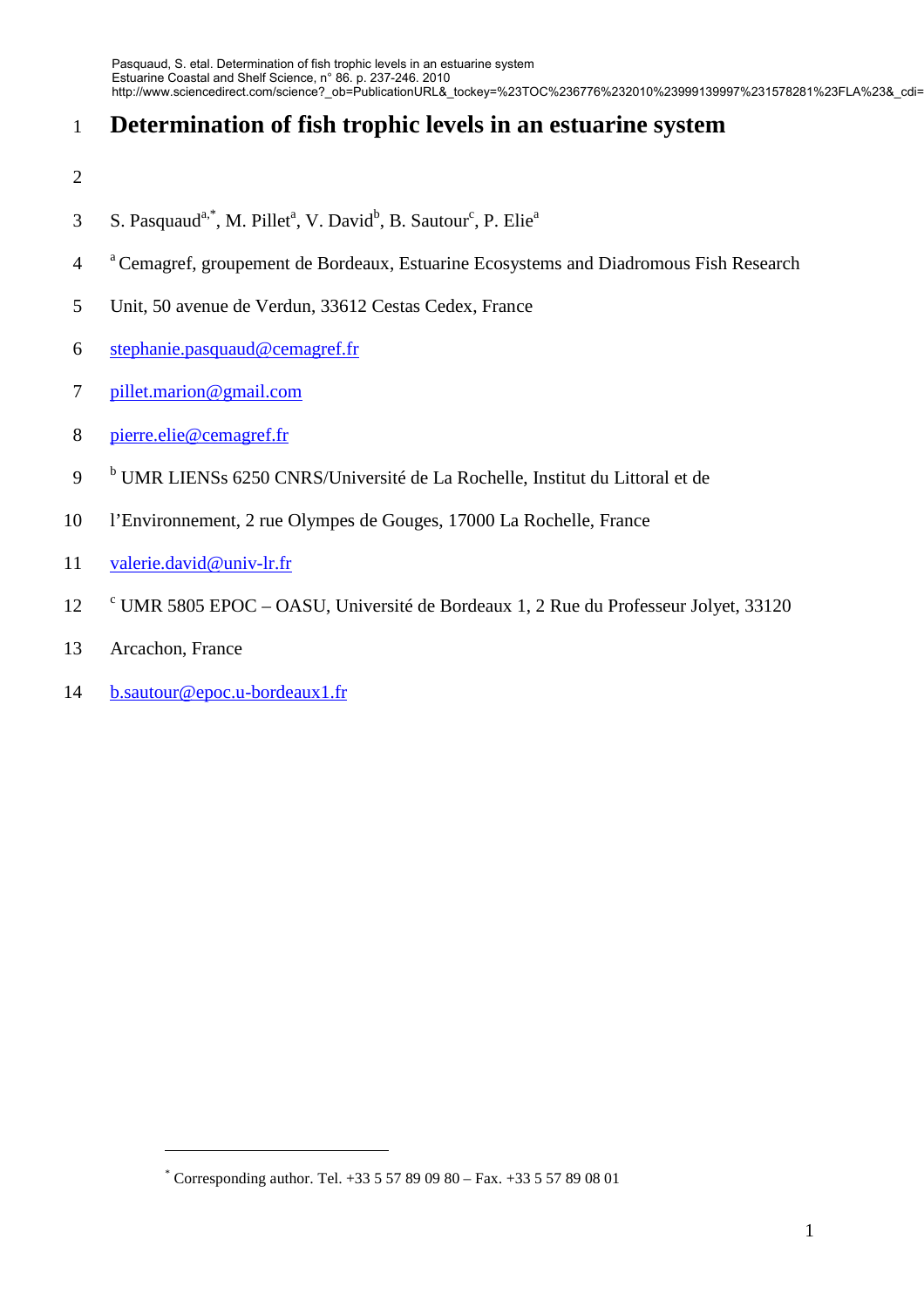# Determination of fish trophic levels in an estuarine system

S. Pasquaud[a,*], M. Pillet[a], V. David[b], B. Sautour[c], P. Elie[a]

[a] Cemagref, groupement de Bordeaux, Estuarine Ecosystems and Diadromous Fish Research Unit, 50 avenue de Verdun, 33612 Cestas Cedex, France

stephanie.pasquaud@cemagref.fr

pillet.marion@gmail.com

pierre.elie@cemagref.fr

[b] UMR LIENSs 6250 CNRS/Université de La Rochelle, Institut du Littoral et de l'Environnement, 2 rue Olympes de Gouges, 17000 La Rochelle, France

valerie.david@univ-lr.fr

[c] UMR 5805 EPOC – OASU, Université de Bordeaux 1, 2 Rue du Professeur Jolyet, 33120 Arcachon, France

b.sautour@epoc.u-bordeaux1.fr

[*] Corresponding author. Tel. +33 5 57 89 09 80 – Fax. +33 5 57 89 08 01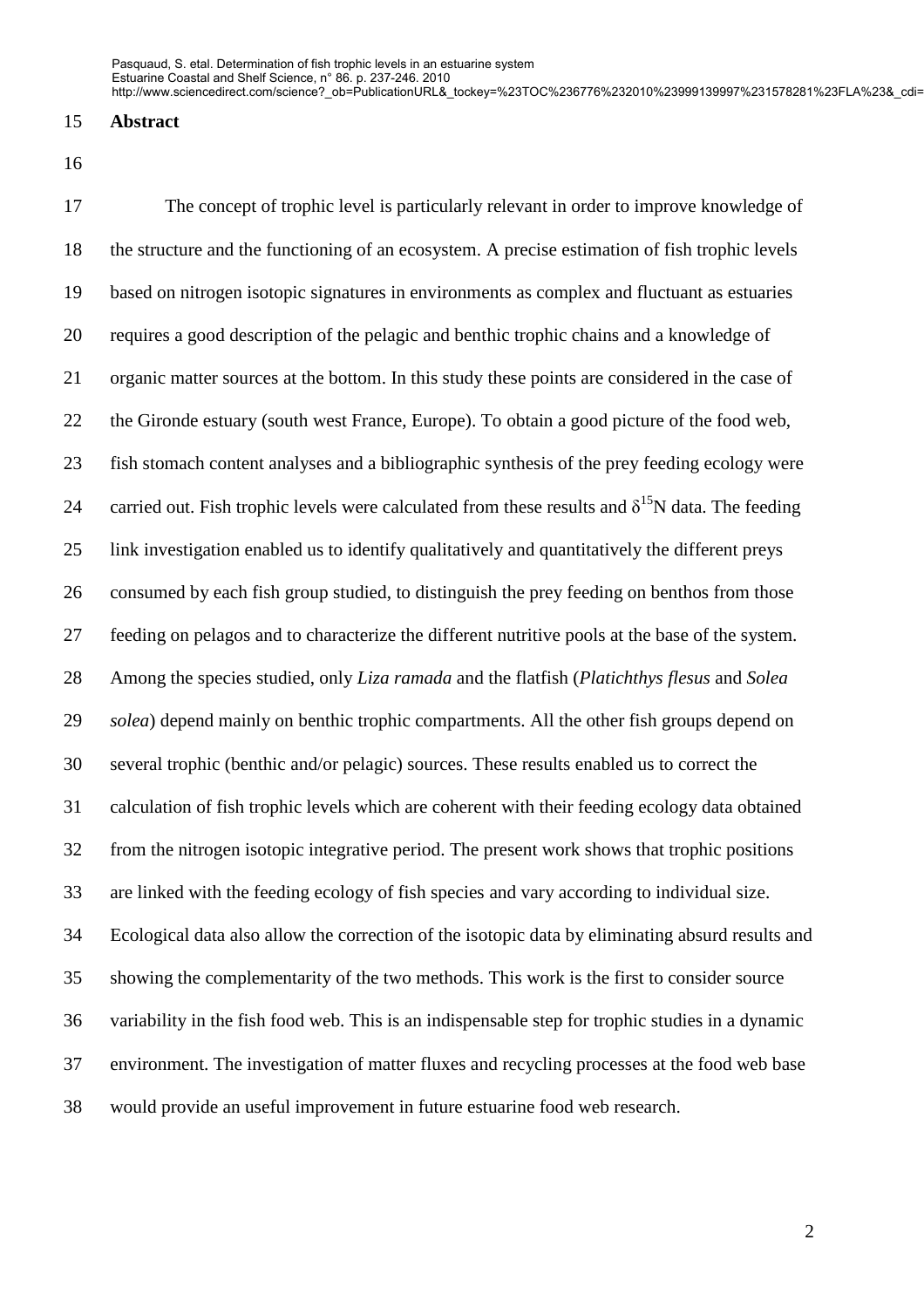## Abstract

The concept of trophic level is particularly relevant in order to improve knowledge of the structure and the functioning of an ecosystem. A precise estimation of fish trophic levels based on nitrogen isotopic signatures in environments as complex and fluctuant as estuaries requires a good description of the pelagic and benthic trophic chains and a knowledge of organic matter sources at the bottom. In this study these points are considered in the case of the Gironde estuary (south west France, Europe). To obtain a good picture of the food web, fish stomach content analyses and a bibliographic synthesis of the prey feeding ecology were carried out. Fish trophic levels were calculated from these results and $\delta^{15}N$ data. The feeding link investigation enabled us to identify qualitatively and quantitatively the different preys consumed by each fish group studied, to distinguish the prey feeding on benthos from those feeding on pelagos and to characterize the different nutritive pools at the base of the system. Among the species studied, only *Liza ramada* and the flatfish (*Platichthys flesus* and *Solea solea*) depend mainly on benthic trophic compartments. All the other fish groups depend on several trophic (benthic and/or pelagic) sources. These results enabled us to correct the calculation of fish trophic levels which are coherent with their feeding ecology data obtained from the nitrogen isotopic integrative period. The present work shows that trophic positions are linked with the feeding ecology of fish species and vary according to individual size. Ecological data also allow the correction of the isotopic data by eliminating absurd results and showing the complementarity of the two methods. This work is the first to consider source variability in the fish food web. This is an indispensable step for trophic studies in a dynamic environment. The investigation of matter fluxes and recycling processes at the food web base would provide an useful improvement in future estuarine food web research.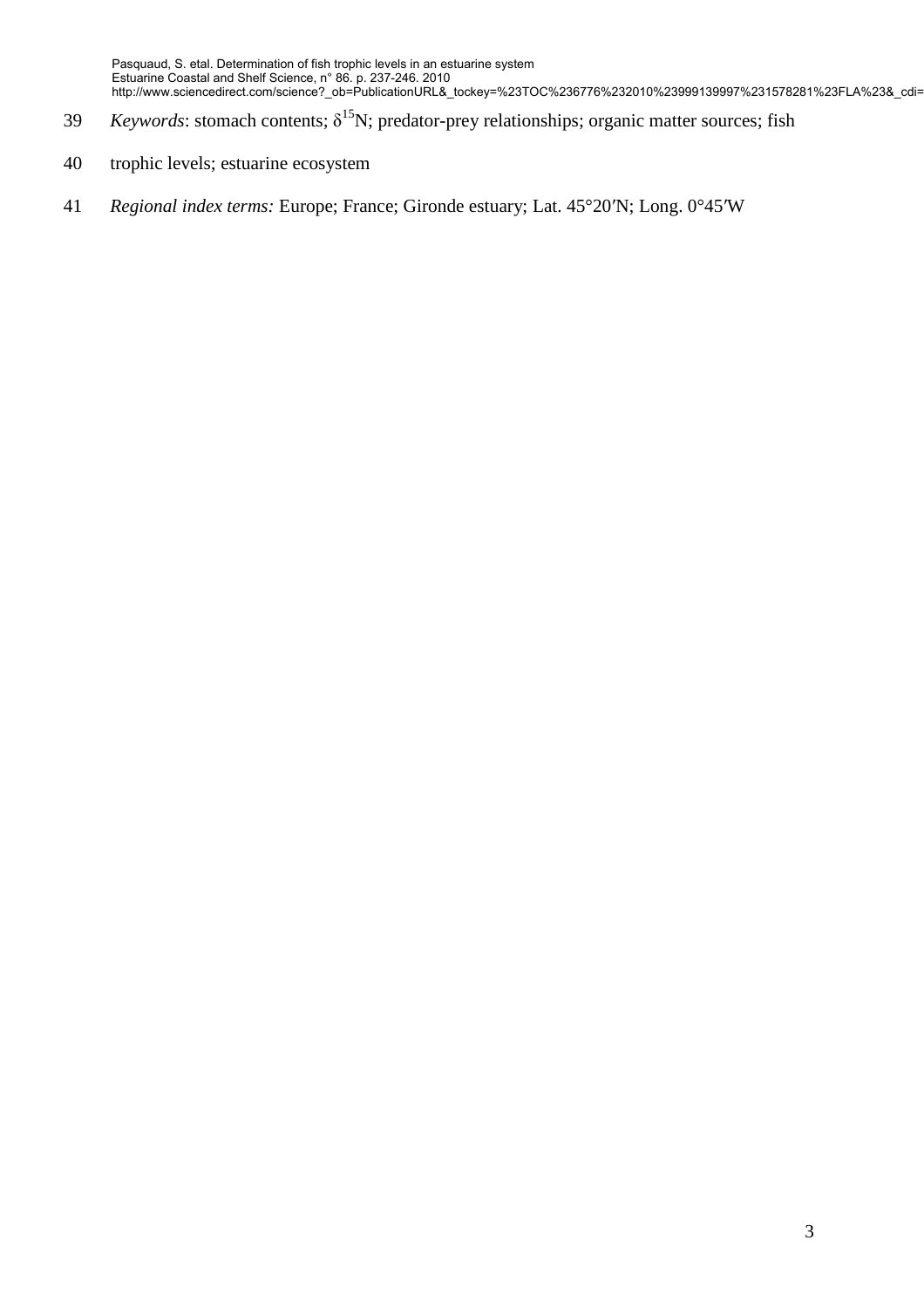*Keywords*: stomach contents; $\delta^{15}N$; predator-prey relationships; organic matter sources; fish trophic levels; estuarine ecosystem

*Regional index terms:* Europe; France; Gironde estuary; Lat. 45°20′N; Long. 0°45′W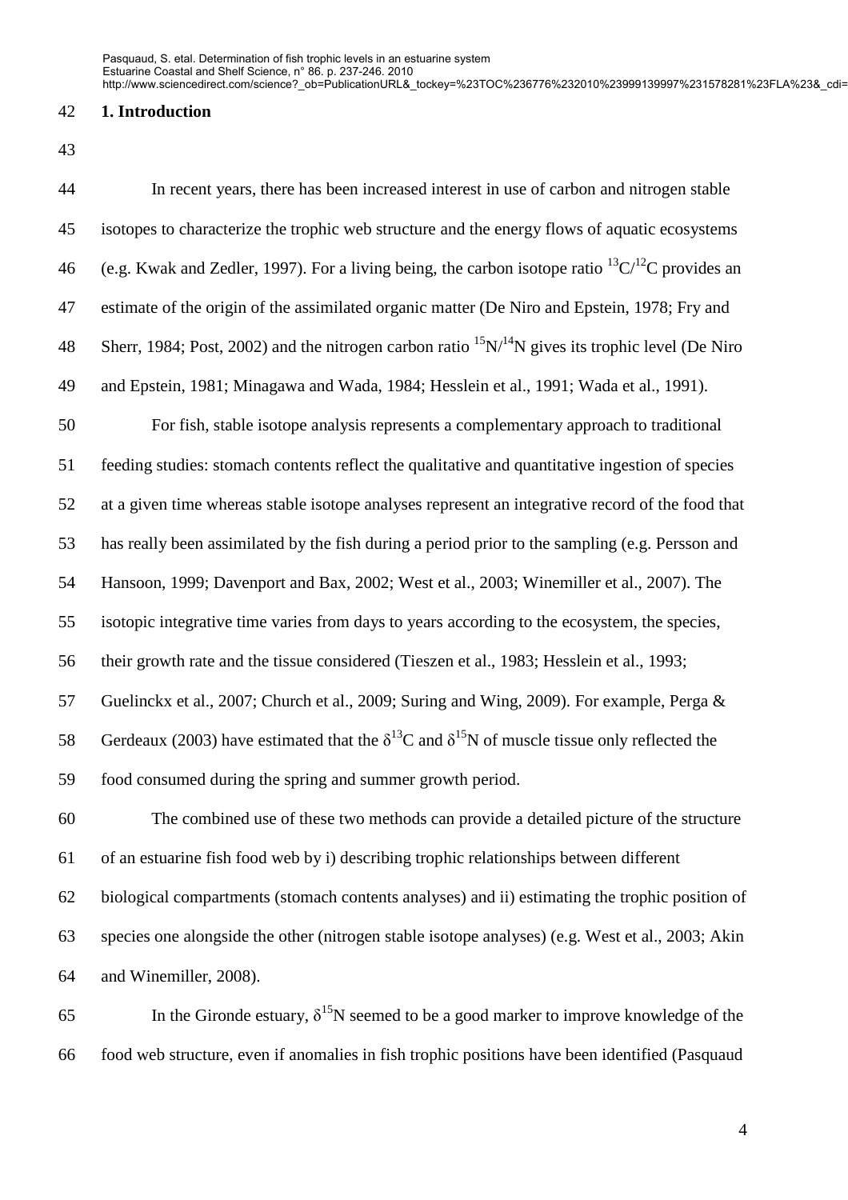## 1. Introduction

In recent years, there has been increased interest in use of carbon and nitrogen stable isotopes to characterize the trophic web structure and the energy flows of aquatic ecosystems (e.g. Kwak and Zedler, 1997). For a living being, the carbon isotope ratio $^{13}C/^{12}C$ provides an estimate of the origin of the assimilated organic matter (De Niro and Epstein, 1978; Fry and Sherr, 1984; Post, 2002) and the nitrogen carbon ratio $^{15}N/^{14}N$ gives its trophic level (De Niro and Epstein, 1981; Minagawa and Wada, 1984; Hesslein et al., 1991; Wada et al., 1991).

For fish, stable isotope analysis represents a complementary approach to traditional feeding studies: stomach contents reflect the qualitative and quantitative ingestion of species at a given time whereas stable isotope analyses represent an integrative record of the food that has really been assimilated by the fish during a period prior to the sampling (e.g. Persson and Hansoon, 1999; Davenport and Bax, 2002; West et al., 2003; Winemiller et al., 2007). The isotopic integrative time varies from days to years according to the ecosystem, the species, their growth rate and the tissue considered (Tieszen et al., 1983; Hesslein et al., 1993; Guelinckx et al., 2007; Church et al., 2009; Suring and Wing, 2009). For example, Perga & Gerdeaux (2003) have estimated that the $\delta^{13}C$ and $\delta^{15}N$ of muscle tissue only reflected the food consumed during the spring and summer growth period.

The combined use of these two methods can provide a detailed picture of the structure of an estuarine fish food web by i) describing trophic relationships between different biological compartments (stomach contents analyses) and ii) estimating the trophic position of species one alongside the other (nitrogen stable isotope analyses) (e.g. West et al., 2003; Akin and Winemiller, 2008).

In the Gironde estuary, $\delta^{15}N$ seemed to be a good marker to improve knowledge of the food web structure, even if anomalies in fish trophic positions have been identified (Pasquaud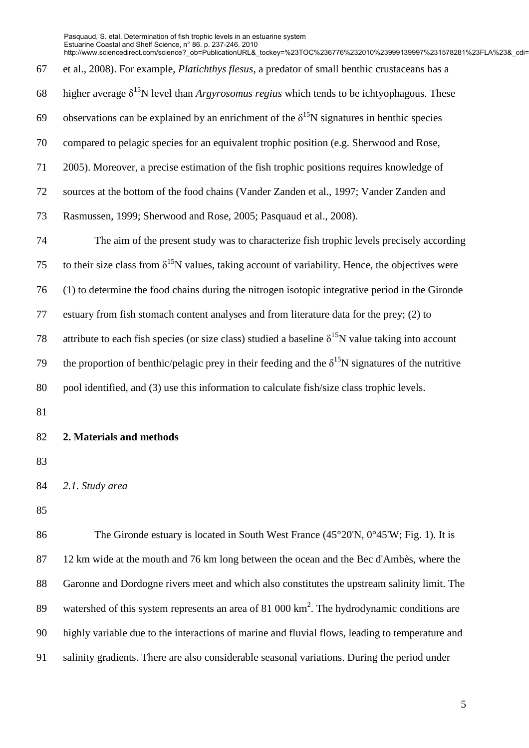et al., 2008). For example, *Platichthys flesus*, a predator of small benthic crustaceans has a higher average $\delta^{15}N$ level than *Argyrosomus regius* which tends to be ichtyophagous. These observations can be explained by an enrichment of the $\delta^{15}N$ signatures in benthic species compared to pelagic species for an equivalent trophic position (e.g. Sherwood and Rose, 2005). Moreover, a precise estimation of the fish trophic positions requires knowledge of sources at the bottom of the food chains (Vander Zanden et al., 1997; Vander Zanden and Rasmussen, 1999; Sherwood and Rose, 2005; Pasquaud et al., 2008).

The aim of the present study was to characterize fish trophic levels precisely according to their size class from $\delta^{15}N$ values, taking account of variability. Hence, the objectives were (1) to determine the food chains during the nitrogen isotopic integrative period in the Gironde estuary from fish stomach content analyses and from literature data for the prey; (2) to attribute to each fish species (or size class) studied a baseline $\delta^{15}N$ value taking into account the proportion of benthic/pelagic prey in their feeding and the $\delta^{15}N$ signatures of the nutritive pool identified, and (3) use this information to calculate fish/size class trophic levels.

## 2. Materials and methods

### *2.1. Study area*

The Gironde estuary is located in South West France (45°20'N, 0°45'W; Fig. 1). It is 12 km wide at the mouth and 76 km long between the ocean and the Bec d'Ambès, where the Garonne and Dordogne rivers meet and which also constitutes the upstream salinity limit. The watershed of this system represents an area of 81 000 $km^2$. The hydrodynamic conditions are highly variable due to the interactions of marine and fluvial flows, leading to temperature and salinity gradients. There are also considerable seasonal variations. During the period under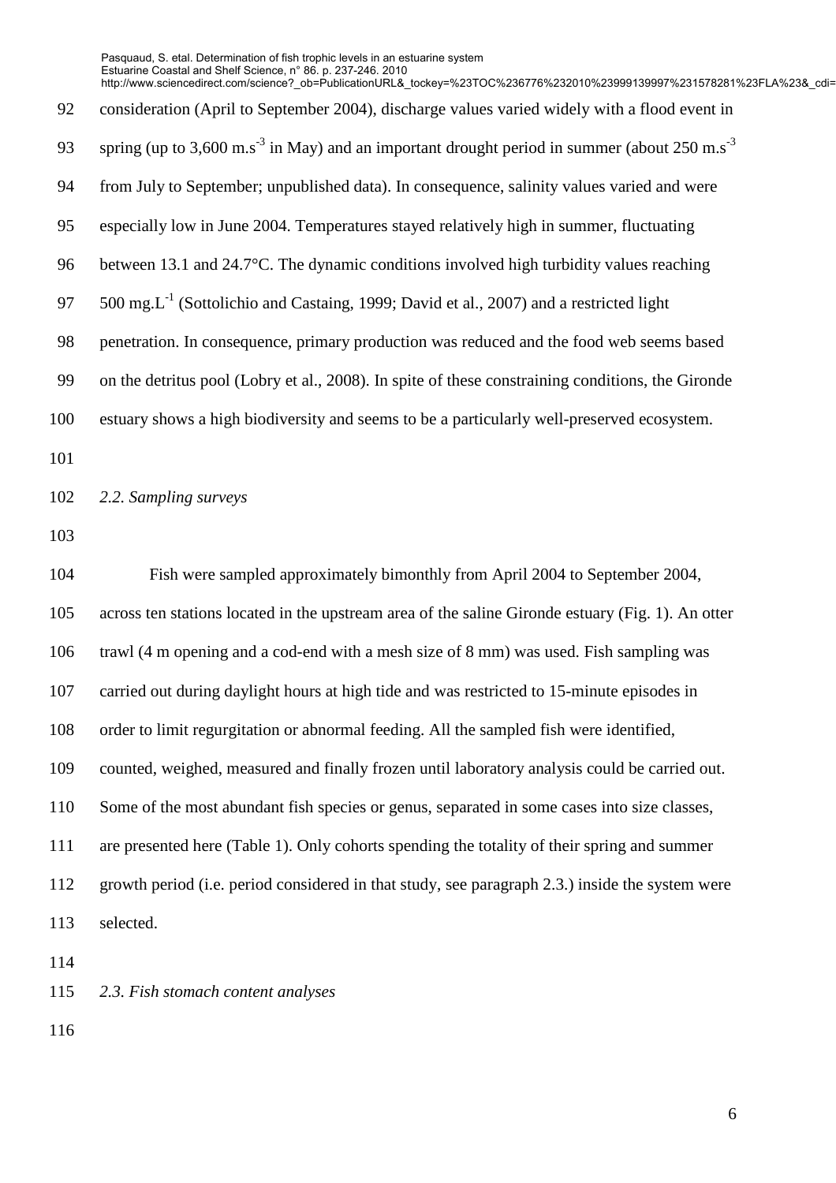consideration (April to September 2004), discharge values varied widely with a flood event in spring (up to 3,600 m.s$^{-3}$ in May) and an important drought period in summer (about 250 m.s$^{-3}$ from July to September; unpublished data). In consequence, salinity values varied and were especially low in June 2004. Temperatures stayed relatively high in summer, fluctuating between 13.1 and 24.7°C. The dynamic conditions involved high turbidity values reaching 500 mg.L$^{-1}$ (Sottolichio and Castaing, 1999; David et al., 2007) and a restricted light penetration. In consequence, primary production was reduced and the food web seems based on the detritus pool (Lobry et al., 2008). In spite of these constraining conditions, the Gironde estuary shows a high biodiversity and seems to be a particularly well-preserved ecosystem.

### *2.2. Sampling surveys*

Fish were sampled approximately bimonthly from April 2004 to September 2004, across ten stations located in the upstream area of the saline Gironde estuary (Fig. 1). An otter trawl (4 m opening and a cod-end with a mesh size of 8 mm) was used. Fish sampling was carried out during daylight hours at high tide and was restricted to 15-minute episodes in order to limit regurgitation or abnormal feeding. All the sampled fish were identified, counted, weighed, measured and finally frozen until laboratory analysis could be carried out. Some of the most abundant fish species or genus, separated in some cases into size classes, are presented here (Table 1). Only cohorts spending the totality of their spring and summer growth period (i.e. period considered in that study, see paragraph 2.3.) inside the system were selected.

### *2.3. Fish stomach content analyses*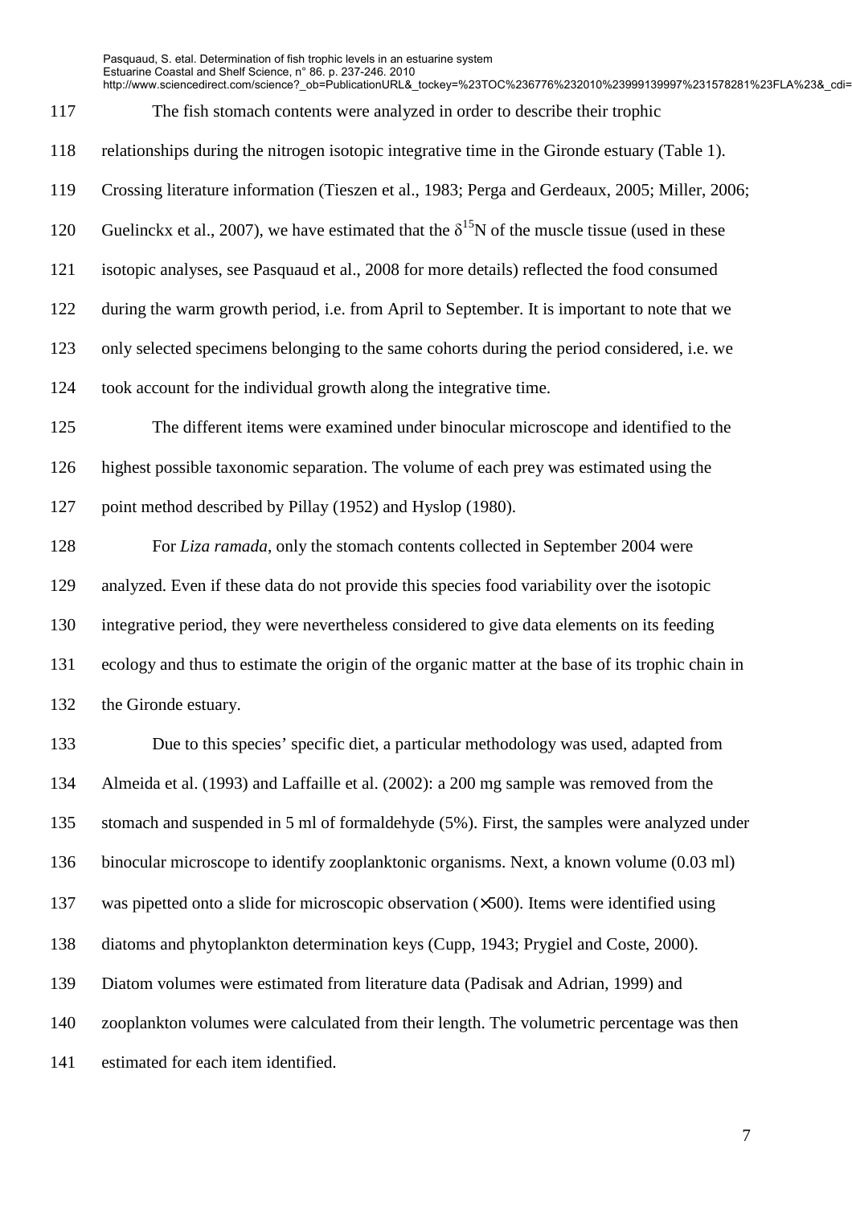The fish stomach contents were analyzed in order to describe their trophic relationships during the nitrogen isotopic integrative time in the Gironde estuary (Table 1). Crossing literature information (Tieszen et al., 1983; Perga and Gerdeaux, 2005; Miller, 2006; Guelinckx et al., 2007), we have estimated that the $\delta^{15}N$ of the muscle tissue (used in these isotopic analyses, see Pasquaud et al., 2008 for more details) reflected the food consumed during the warm growth period, i.e. from April to September. It is important to note that we only selected specimens belonging to the same cohorts during the period considered, i.e. we took account for the individual growth along the integrative time.

The different items were examined under binocular microscope and identified to the highest possible taxonomic separation. The volume of each prey was estimated using the point method described by Pillay (1952) and Hyslop (1980).

For *Liza ramada*, only the stomach contents collected in September 2004 were analyzed. Even if these data do not provide this species food variability over the isotopic integrative period, they were nevertheless considered to give data elements on its feeding ecology and thus to estimate the origin of the organic matter at the base of its trophic chain in the Gironde estuary.

Due to this species' specific diet, a particular methodology was used, adapted from Almeida et al. (1993) and Laffaille et al. (2002): a 200 mg sample was removed from the stomach and suspended in 5 ml of formaldehyde (5%). First, the samples were analyzed under binocular microscope to identify zooplanktonic organisms. Next, a known volume (0.03 ml) was pipetted onto a slide for microscopic observation (×500). Items were identified using diatoms and phytoplankton determination keys (Cupp, 1943; Prygiel and Coste, 2000). Diatom volumes were estimated from literature data (Padisak and Adrian, 1999) and zooplankton volumes were calculated from their length. The volumetric percentage was then estimated for each item identified.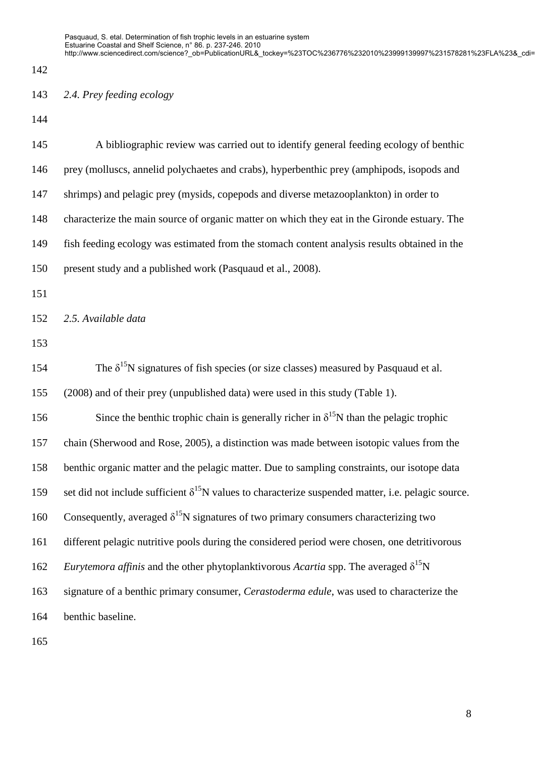### *2.4. Prey feeding ecology*

A bibliographic review was carried out to identify general feeding ecology of benthic prey (molluscs, annelid polychaetes and crabs), hyperbenthic prey (amphipods, isopods and shrimps) and pelagic prey (mysids, copepods and diverse metazooplankton) in order to characterize the main source of organic matter on which they eat in the Gironde estuary. The fish feeding ecology was estimated from the stomach content analysis results obtained in the present study and a published work (Pasquaud et al., 2008).

### *2.5. Available data*

The $\delta^{15}$N signatures of fish species (or size classes) measured by Pasquaud et al. (2008) and of their prey (unpublished data) were used in this study (Table 1).

Since the benthic trophic chain is generally richer in $\delta^{15}$N than the pelagic trophic chain (Sherwood and Rose, 2005), a distinction was made between isotopic values from the benthic organic matter and the pelagic matter. Due to sampling constraints, our isotope data set did not include sufficient $\delta^{15}$N values to characterize suspended matter, i.e. pelagic source. Consequently, averaged $\delta^{15}$N signatures of two primary consumers characterizing two different pelagic nutritive pools during the considered period were chosen, one detritivorous *Eurytemora affinis* and the other phytoplanktivorous *Acartia* spp. The averaged $\delta^{15}$N signature of a benthic primary consumer, *Cerastoderma edule*, was used to characterize the benthic baseline.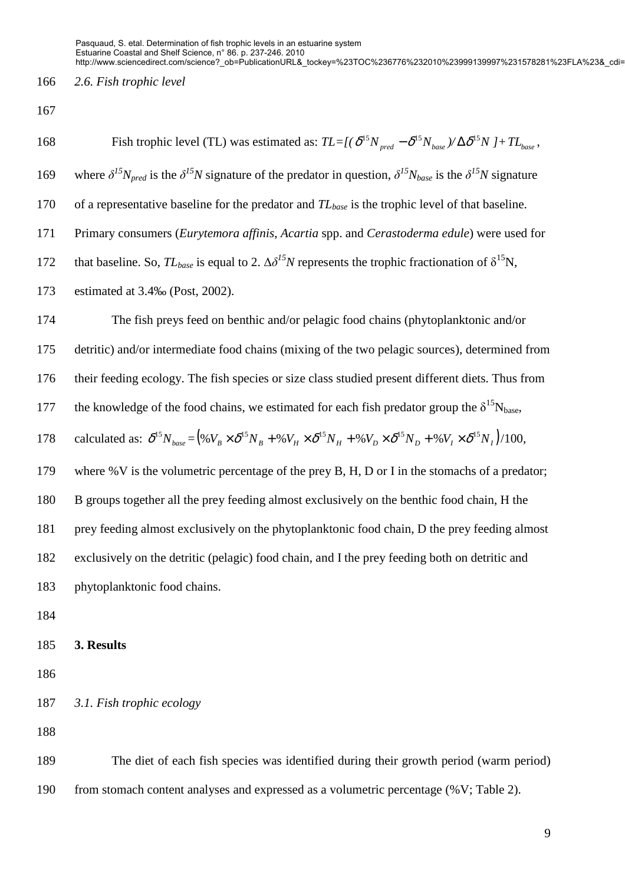### *2.6. Fish trophic level*

Fish trophic level (TL) was estimated as: $TL=[(\delta^{15}N_{pred} - \delta^{15}N_{base})/\Delta\delta^{15}N] + TL_{base}$, where $\delta^{15}N_{pred}$ is the $\delta^{15}N$ signature of the predator in question, $\delta^{15}N_{base}$ is the $\delta^{15}N$ signature of a representative baseline for the predator and $TL_{base}$ is the trophic level of that baseline. Primary consumers (*Eurytemora affinis*, *Acartia* spp. and *Cerastoderma edule*) were used for that baseline. So, $TL_{base}$ is equal to 2. $\Delta\delta^{15}N$ represents the trophic fractionation of $\delta^{15}N$, estimated at 3.4‰ (Post, 2002).

The fish preys feed on benthic and/or pelagic food chains (phytoplanktonic and/or detritic) and/or intermediate food chains (mixing of the two pelagic sources), determined from their feeding ecology. The fish species or size class studied present different diets. Thus from the knowledge of the food chains, we estimated for each fish predator group the $\delta^{15}N_{base}$, calculated as: $\delta^{15}N_{base} = (\%V_B \times \delta^{15}N_B + \%V_H \times \delta^{15}N_H + \%V_D \times \delta^{15}N_D + \%V_I \times \delta^{15}N_I)/100$, where %V is the volumetric percentage of the prey B, H, D or I in the stomachs of a predator; B groups together all the prey feeding almost exclusively on the benthic food chain, H the prey feeding almost exclusively on the phytoplanktonic food chain, D the prey feeding almost exclusively on the detritic (pelagic) food chain, and I the prey feeding both on detritic and phytoplanktonic food chains.

## 3. Results

### *3.1. Fish trophic ecology*

The diet of each fish species was identified during their growth period (warm period) from stomach content analyses and expressed as a volumetric percentage (%V; Table 2).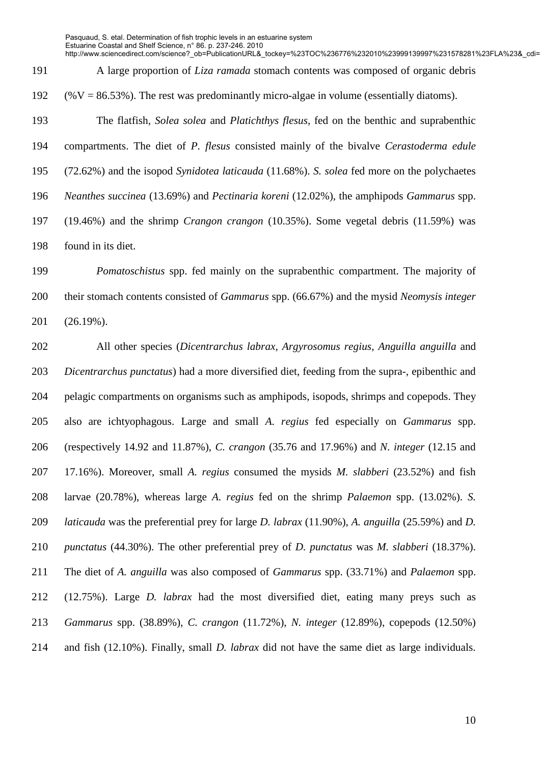A large proportion of *Liza ramada* stomach contents was composed of organic debris (%V = 86.53%). The rest was predominantly micro-algae in volume (essentially diatoms).

The flatfish, *Solea solea* and *Platichthys flesus*, fed on the benthic and suprabenthic compartments. The diet of *P. flesus* consisted mainly of the bivalve *Cerastoderma edule* (72.62%) and the isopod *Synidotea laticauda* (11.68%). *S. solea* fed more on the polychaetes *Neanthes succinea* (13.69%) and *Pectinaria koreni* (12.02%), the amphipods *Gammarus* spp. (19.46%) and the shrimp *Crangon crangon* (10.35%). Some vegetal debris (11.59%) was found in its diet.

*Pomatoschistus* spp. fed mainly on the suprabenthic compartment. The majority of their stomach contents consisted of *Gammarus* spp. (66.67%) and the mysid *Neomysis integer* (26.19%).

All other species (*Dicentrarchus labrax*, *Argyrosomus regius*, *Anguilla anguilla* and *Dicentrarchus punctatus*) had a more diversified diet, feeding from the supra-, epibenthic and pelagic compartments on organisms such as amphipods, isopods, shrimps and copepods. They also are ichtyophagous. Large and small *A. regius* fed especially on *Gammarus* spp. (respectively 14.92 and 11.87%), *C. crangon* (35.76 and 17.96%) and *N. integer* (12.15 and 17.16%). Moreover, small *A. regius* consumed the mysids *M. slabberi* (23.52%) and fish larvae (20.78%), whereas large *A. regius* fed on the shrimp *Palaemon* spp. (13.02%). *S. laticauda* was the preferential prey for large *D. labrax* (11.90%), *A. anguilla* (25.59%) and *D. punctatus* (44.30%). The other preferential prey of *D. punctatus* was *M. slabberi* (18.37%). The diet of *A. anguilla* was also composed of *Gammarus* spp. (33.71%) and *Palaemon* spp. (12.75%). Large *D. labrax* had the most diversified diet, eating many preys such as *Gammarus* spp. (38.89%), *C. crangon* (11.72%), *N. integer* (12.89%), copepods (12.50%) and fish (12.10%). Finally, small *D. labrax* did not have the same diet as large individuals.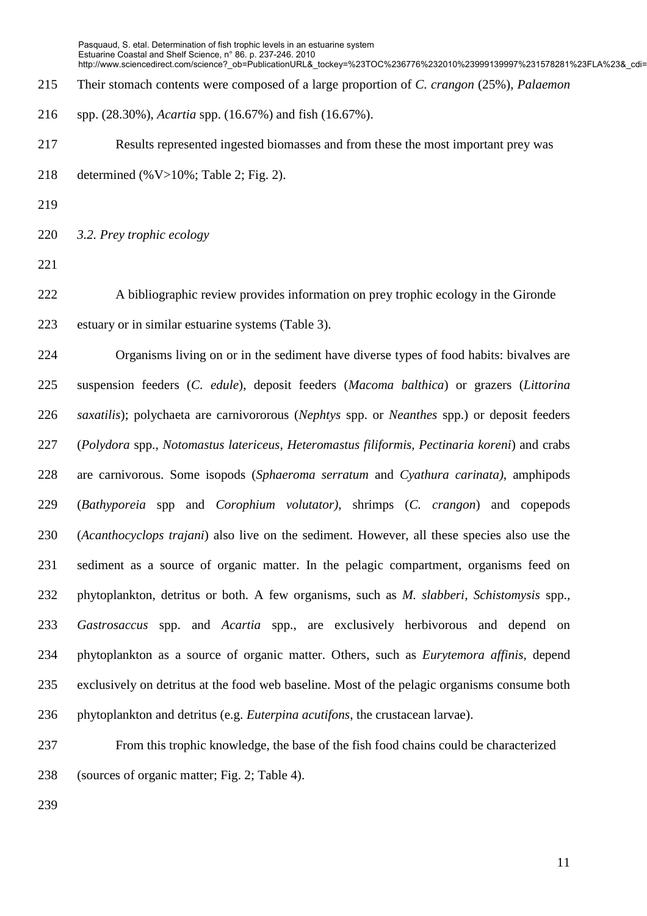Their stomach contents were composed of a large proportion of *C. crangon* (25%), *Palaemon* spp. (28.30%), *Acartia* spp. (16.67%) and fish (16.67%).

Results represented ingested biomasses and from these the most important prey was determined (%V>10%; Table 2; Fig. 2).

*3.2. Prey trophic ecology*

A bibliographic review provides information on prey trophic ecology in the Gironde estuary or in similar estuarine systems (Table 3).

Organisms living on or in the sediment have diverse types of food habits: bivalves are suspension feeders (*C. edule*), deposit feeders (*Macoma balthica*) or grazers (*Littorina saxatilis*); polychaeta are carnivororous (*Nephtys* spp. or *Neanthes* spp.) or deposit feeders (*Polydora* spp., *Notomastus latericeus*, *Heteromastus filiformis*, *Pectinaria koreni*) and crabs are carnivorous. Some isopods (*Sphaeroma serratum* and *Cyathura carinata)*, amphipods (*Bathyporeia* spp and *Corophium volutator)*, shrimps (*C. crangon*) and copepods (*Acanthocyclops trajani*) also live on the sediment. However, all these species also use the sediment as a source of organic matter. In the pelagic compartment, organisms feed on phytoplankton, detritus or both. A few organisms, such as *M. slabberi*, *Schistomysis* spp., *Gastrosaccus* spp. and *Acartia* spp., are exclusively herbivorous and depend on phytoplankton as a source of organic matter. Others, such as *Eurytemora affinis*, depend exclusively on detritus at the food web baseline. Most of the pelagic organisms consume both phytoplankton and detritus (e.g. *Euterpina acutifons*, the crustacean larvae).

From this trophic knowledge, the base of the fish food chains could be characterized (sources of organic matter; Fig. 2; Table 4).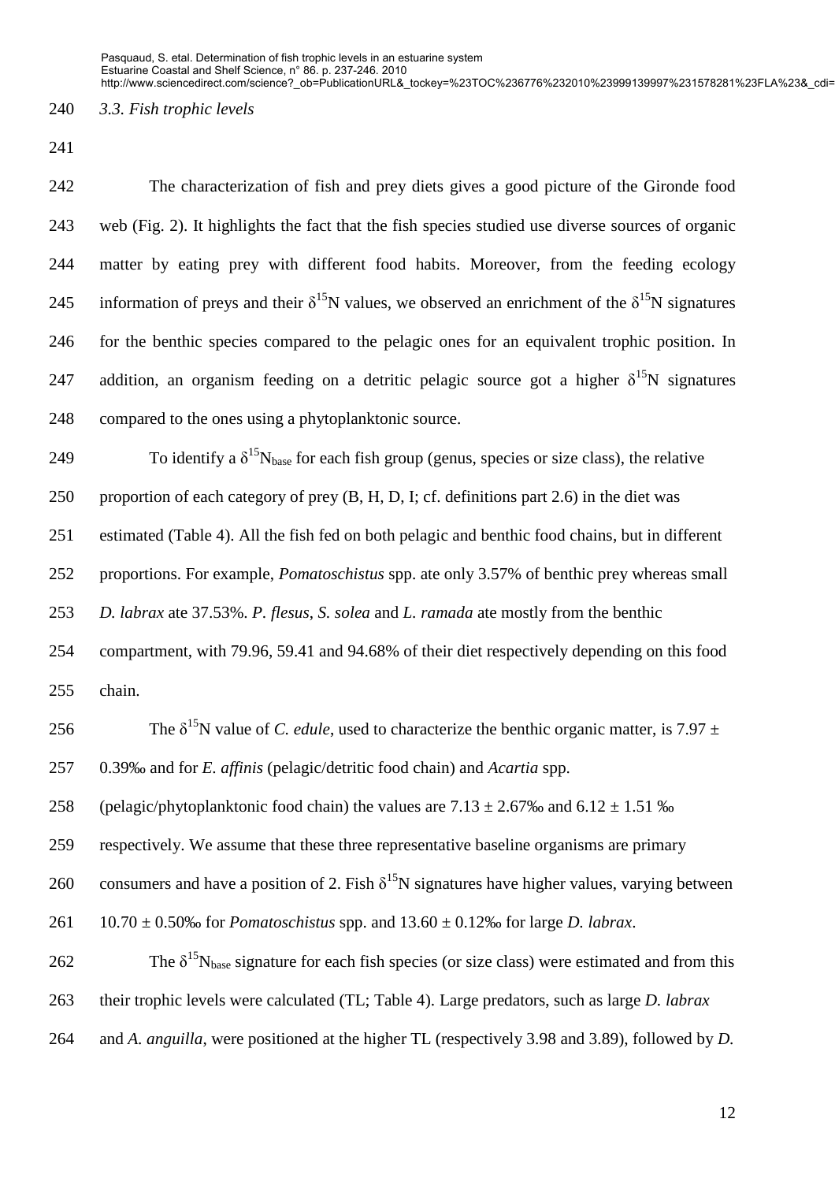### 3.3. Fish trophic levels

The characterization of fish and prey diets gives a good picture of the Gironde food web (Fig. 2). It highlights the fact that the fish species studied use diverse sources of organic matter by eating prey with different food habits. Moreover, from the feeding ecology information of preys and their $\delta^{15}N$ values, we observed an enrichment of the $\delta^{15}N$ signatures for the benthic species compared to the pelagic ones for an equivalent trophic position. In addition, an organism feeding on a detritic pelagic source got a higher $\delta^{15}N$ signatures compared to the ones using a phytoplanktonic source.

To identify a $\delta^{15}N_{base}$ for each fish group (genus, species or size class), the relative proportion of each category of prey (B, H, D, I; cf. definitions part 2.6) in the diet was estimated (Table 4). All the fish fed on both pelagic and benthic food chains, but in different proportions. For example, *Pomatoschistus* spp. ate only 3.57% of benthic prey whereas small *D. labrax* ate 37.53%. *P. flesus*, *S. solea* and *L. ramada* ate mostly from the benthic compartment, with 79.96, 59.41 and 94.68% of their diet respectively depending on this food chain.

The $\delta^{15}N$ value of *C. edule*, used to characterize the benthic organic matter, is 7.97 ± 0.39‰ and for *E. affinis* (pelagic/detritic food chain) and *Acartia* spp. (pelagic/phytoplanktonic food chain) the values are 7.13 ± 2.67‰ and 6.12 ± 1.51 ‰ respectively. We assume that these three representative baseline organisms are primary consumers and have a position of 2. Fish $\delta^{15}N$ signatures have higher values, varying between 10.70 ± 0.50‰ for *Pomatoschistus* spp. and 13.60 ± 0.12‰ for large *D. labrax*.

The $\delta^{15}N_{base}$ signature for each fish species (or size class) were estimated and from this their trophic levels were calculated (TL; Table 4). Large predators, such as large *D. labrax* and *A. anguilla*, were positioned at the higher TL (respectively 3.98 and 3.89), followed by *D.*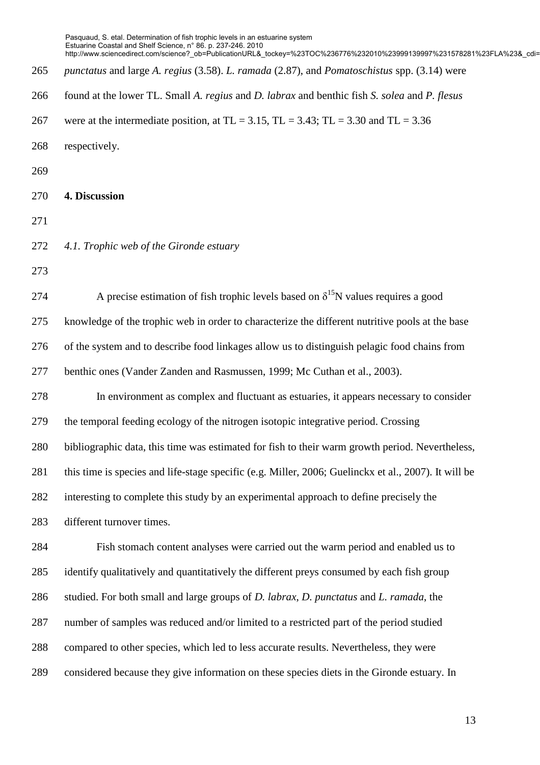*punctatus* and large *A. regius* (3.58). *L. ramada* (2.87), and *Pomatoschistus* spp. (3.14) were found at the lower TL. Small *A. regius* and *D. labrax* and benthic fish *S. solea* and *P. flesus* were at the intermediate position, at TL = 3.15, TL = 3.43; TL = 3.30 and TL = 3.36 respectively.

## 4. Discussion

### *4.1. Trophic web of the Gironde estuary*

A precise estimation of fish trophic levels based on $\delta^{15}$N values requires a good knowledge of the trophic web in order to characterize the different nutritive pools at the base of the system and to describe food linkages allow us to distinguish pelagic food chains from benthic ones (Vander Zanden and Rasmussen, 1999; Mc Cuthan et al., 2003).

In environment as complex and fluctuant as estuaries, it appears necessary to consider the temporal feeding ecology of the nitrogen isotopic integrative period. Crossing bibliographic data, this time was estimated for fish to their warm growth period. Nevertheless, this time is species and life-stage specific (e.g. Miller, 2006; Guelinckx et al., 2007). It will be interesting to complete this study by an experimental approach to define precisely the different turnover times.

Fish stomach content analyses were carried out the warm period and enabled us to identify qualitatively and quantitatively the different preys consumed by each fish group studied. For both small and large groups of *D. labrax, D. punctatus* and *L. ramada*, the number of samples was reduced and/or limited to a restricted part of the period studied compared to other species, which led to less accurate results. Nevertheless, they were considered because they give information on these species diets in the Gironde estuary. In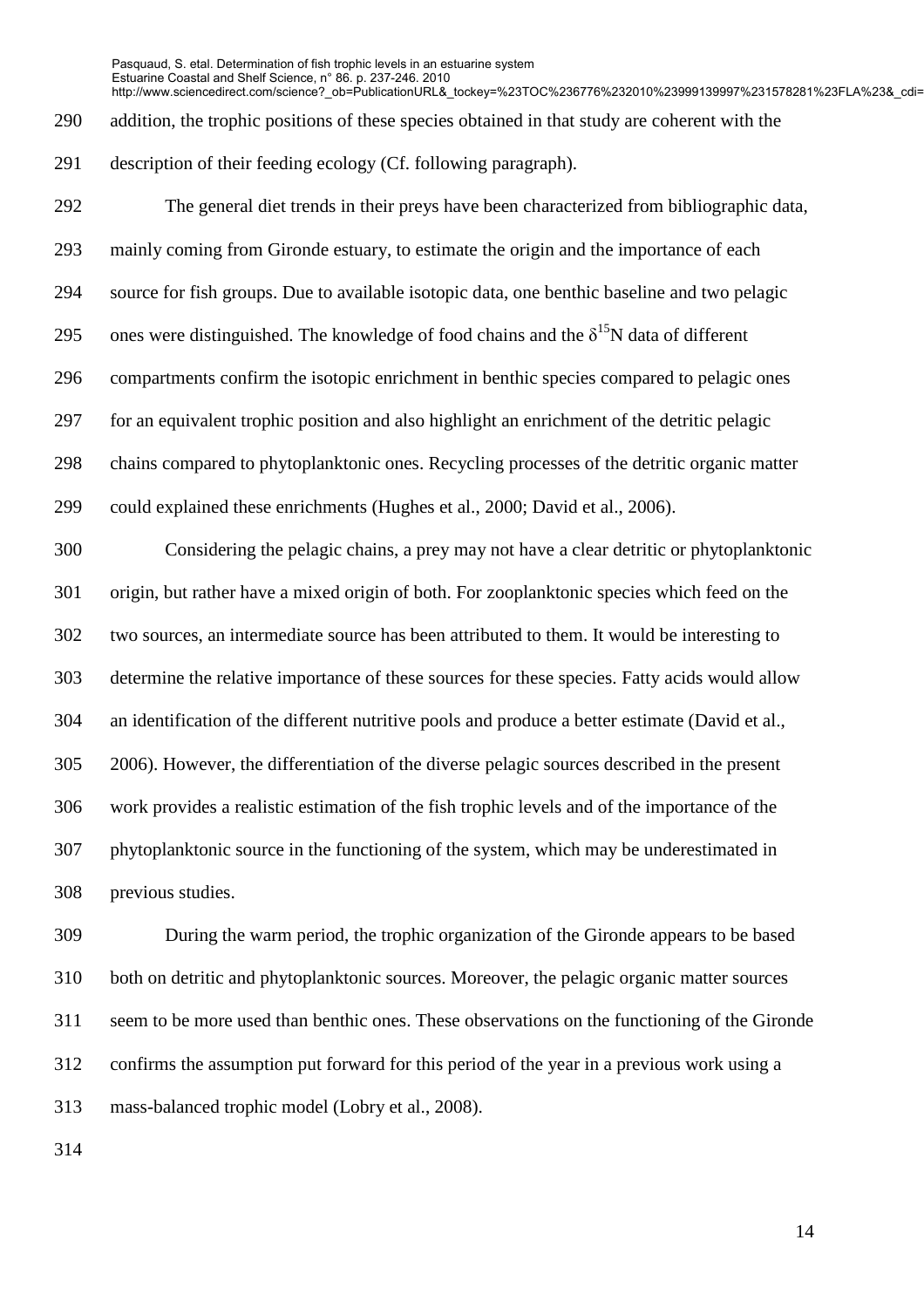addition, the trophic positions of these species obtained in that study are coherent with the description of their feeding ecology (Cf. following paragraph).

The general diet trends in their preys have been characterized from bibliographic data, mainly coming from Gironde estuary, to estimate the origin and the importance of each source for fish groups. Due to available isotopic data, one benthic baseline and two pelagic ones were distinguished. The knowledge of food chains and the $\delta^{15}N$ data of different compartments confirm the isotopic enrichment in benthic species compared to pelagic ones for an equivalent trophic position and also highlight an enrichment of the detritic pelagic chains compared to phytoplanktonic ones. Recycling processes of the detritic organic matter could explained these enrichments (Hughes et al., 2000; David et al., 2006).

Considering the pelagic chains, a prey may not have a clear detritic or phytoplanktonic origin, but rather have a mixed origin of both. For zooplanktonic species which feed on the two sources, an intermediate source has been attributed to them. It would be interesting to determine the relative importance of these sources for these species. Fatty acids would allow an identification of the different nutritive pools and produce a better estimate (David et al., 2006). However, the differentiation of the diverse pelagic sources described in the present work provides a realistic estimation of the fish trophic levels and of the importance of the phytoplanktonic source in the functioning of the system, which may be underestimated in previous studies.

During the warm period, the trophic organization of the Gironde appears to be based both on detritic and phytoplanktonic sources. Moreover, the pelagic organic matter sources seem to be more used than benthic ones. These observations on the functioning of the Gironde confirms the assumption put forward for this period of the year in a previous work using a mass-balanced trophic model (Lobry et al., 2008).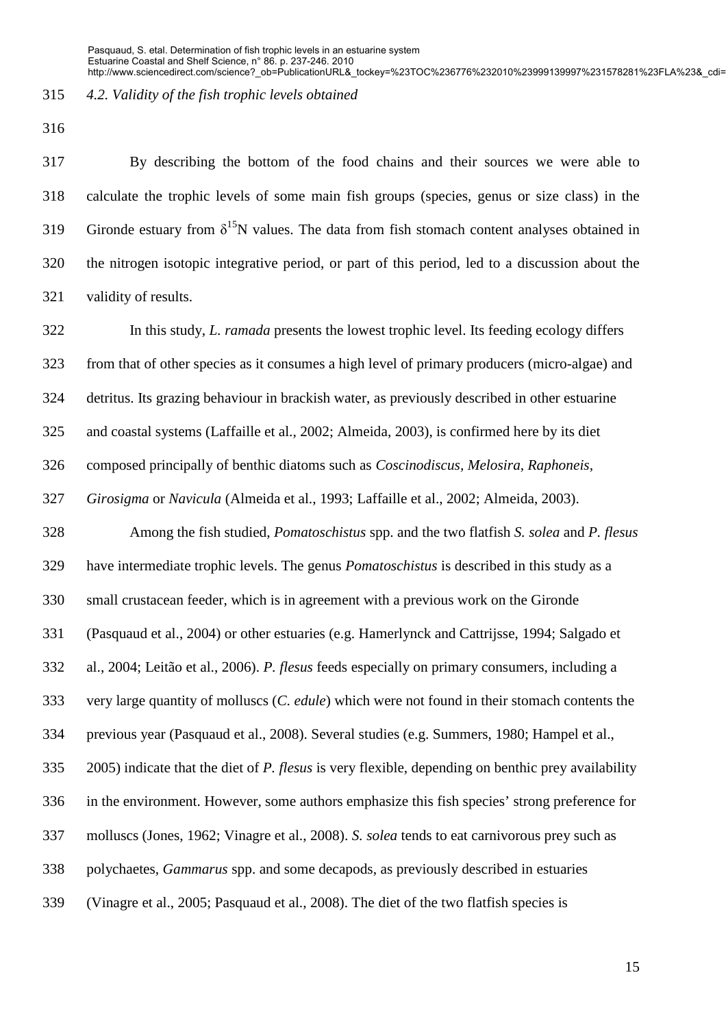### 4.2. Validity of the fish trophic levels obtained

By describing the bottom of the food chains and their sources we were able to calculate the trophic levels of some main fish groups (species, genus or size class) in the Gironde estuary from $\delta^{15}N$ values. The data from fish stomach content analyses obtained in the nitrogen isotopic integrative period, or part of this period, led to a discussion about the validity of results.

In this study, *L. ramada* presents the lowest trophic level. Its feeding ecology differs from that of other species as it consumes a high level of primary producers (micro-algae) and detritus. Its grazing behaviour in brackish water, as previously described in other estuarine and coastal systems (Laffaille et al., 2002; Almeida, 2003), is confirmed here by its diet composed principally of benthic diatoms such as *Coscinodiscus*, *Melosira*, *Raphoneis*, *Girosigma* or *Navicula* (Almeida et al., 1993; Laffaille et al., 2002; Almeida, 2003).

Among the fish studied, *Pomatoschistus* spp. and the two flatfish *S. solea* and *P. flesus* have intermediate trophic levels. The genus *Pomatoschistus* is described in this study as a small crustacean feeder, which is in agreement with a previous work on the Gironde (Pasquaud et al., 2004) or other estuaries (e.g. Hamerlynck and Cattrijsse, 1994; Salgado et al., 2004; Leitão et al., 2006). *P. flesus* feeds especially on primary consumers, including a very large quantity of molluscs (*C. edule*) which were not found in their stomach contents the previous year (Pasquaud et al., 2008). Several studies (e.g. Summers, 1980; Hampel et al., 2005) indicate that the diet of *P. flesus* is very flexible, depending on benthic prey availability in the environment. However, some authors emphasize this fish species' strong preference for molluscs (Jones, 1962; Vinagre et al., 2008). *S. solea* tends to eat carnivorous prey such as polychaetes, *Gammarus* spp. and some decapods, as previously described in estuaries (Vinagre et al., 2005; Pasquaud et al., 2008). The diet of the two flatfish species is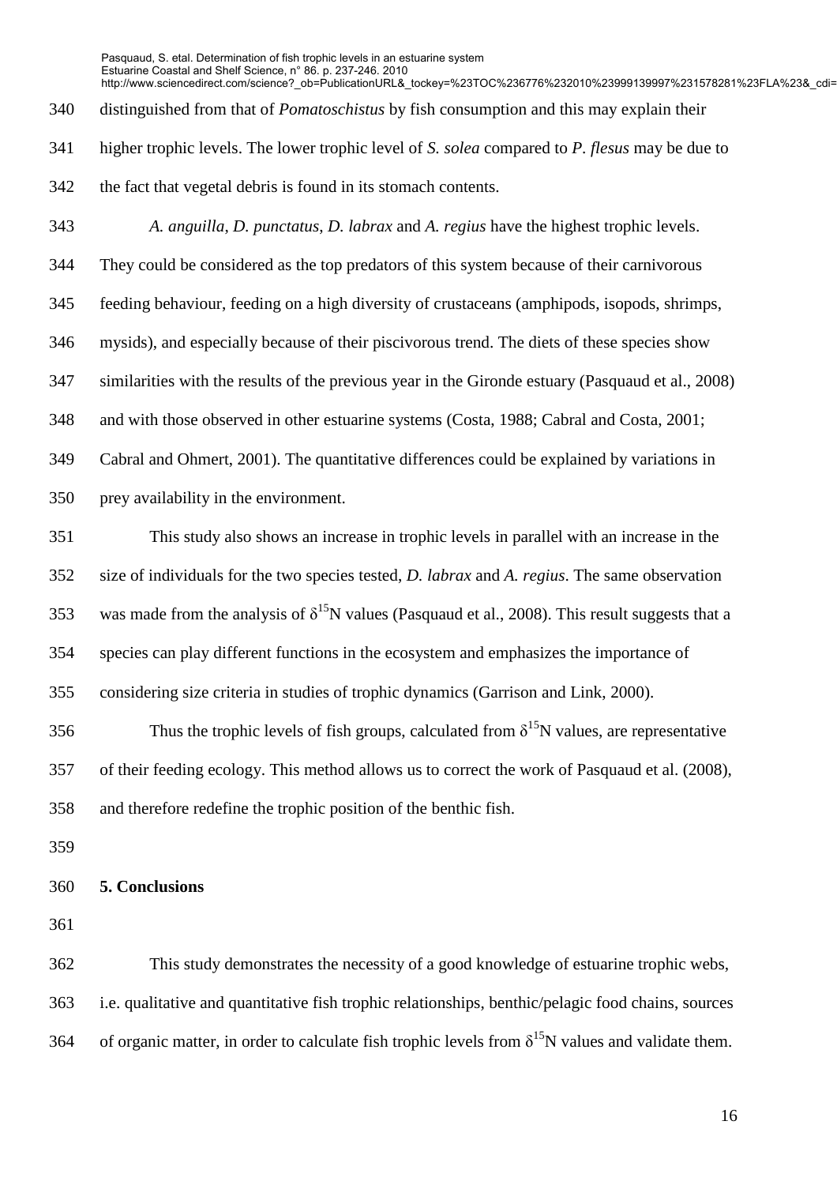distinguished from that of *Pomatoschistus* by fish consumption and this may explain their higher trophic levels. The lower trophic level of *S. solea* compared to *P. flesus* may be due to the fact that vegetal debris is found in its stomach contents.

*A. anguilla*, *D. punctatus*, *D. labrax* and *A. regius* have the highest trophic levels. They could be considered as the top predators of this system because of their carnivorous feeding behaviour, feeding on a high diversity of crustaceans (amphipods, isopods, shrimps, mysids), and especially because of their piscivorous trend. The diets of these species show similarities with the results of the previous year in the Gironde estuary (Pasquaud et al., 2008) and with those observed in other estuarine systems (Costa, 1988; Cabral and Costa, 2001; Cabral and Ohmert, 2001). The quantitative differences could be explained by variations in prey availability in the environment.

This study also shows an increase in trophic levels in parallel with an increase in the size of individuals for the two species tested, *D. labrax* and *A. regius*. The same observation was made from the analysis of $\delta^{15}N$ values (Pasquaud et al., 2008). This result suggests that a species can play different functions in the ecosystem and emphasizes the importance of considering size criteria in studies of trophic dynamics (Garrison and Link, 2000).

Thus the trophic levels of fish groups, calculated from $\delta^{15}N$ values, are representative of their feeding ecology. This method allows us to correct the work of Pasquaud et al. (2008), and therefore redefine the trophic position of the benthic fish.

## 5. Conclusions

This study demonstrates the necessity of a good knowledge of estuarine trophic webs, i.e. qualitative and quantitative fish trophic relationships, benthic/pelagic food chains, sources of organic matter, in order to calculate fish trophic levels from $\delta^{15}N$ values and validate them.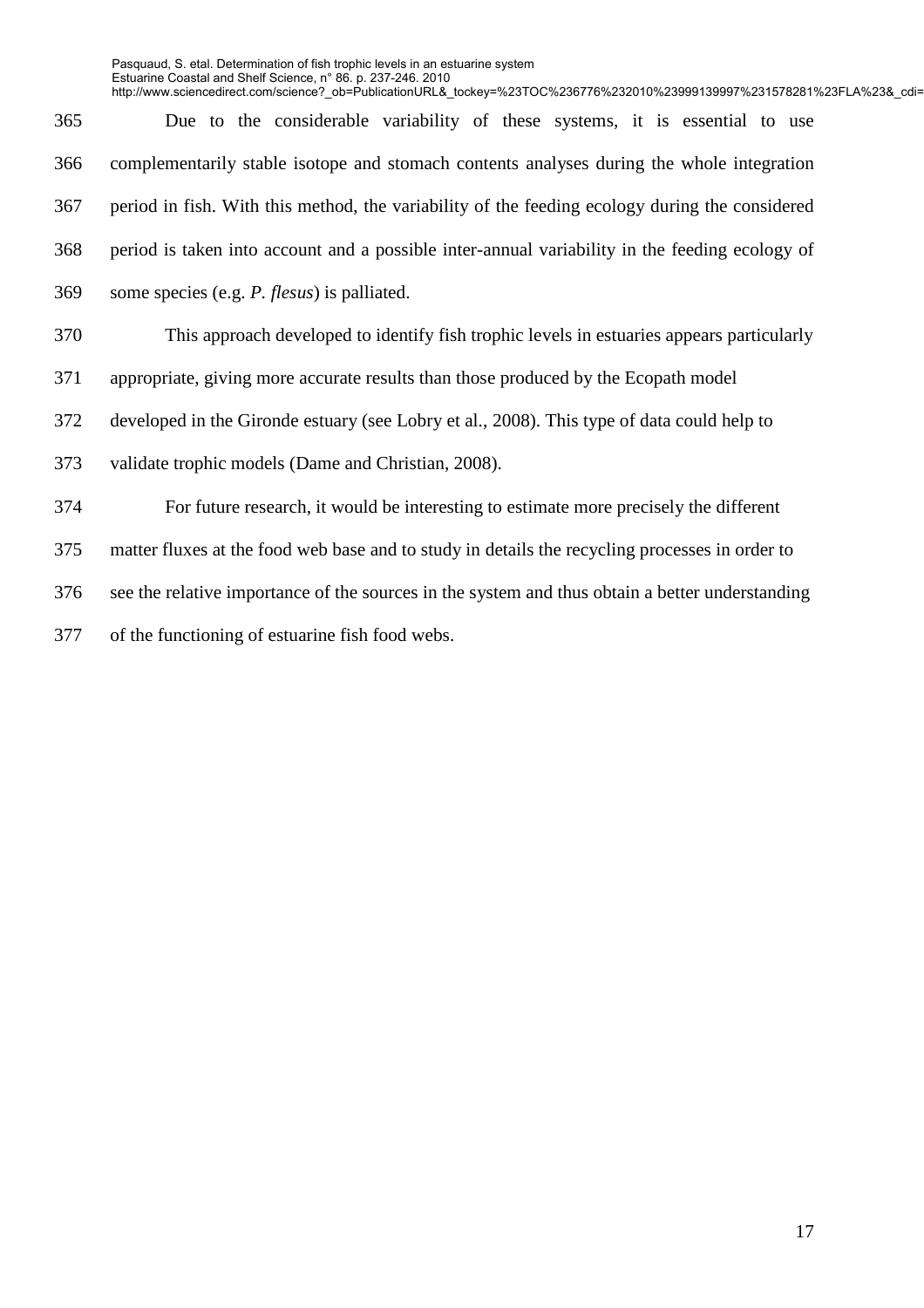Due to the considerable variability of these systems, it is essential to use complementarily stable isotope and stomach contents analyses during the whole integration period in fish. With this method, the variability of the feeding ecology during the considered period is taken into account and a possible inter-annual variability in the feeding ecology of some species (e.g. *P. flesus*) is palliated.

This approach developed to identify fish trophic levels in estuaries appears particularly appropriate, giving more accurate results than those produced by the Ecopath model developed in the Gironde estuary (see Lobry et al., 2008). This type of data could help to validate trophic models (Dame and Christian, 2008).

For future research, it would be interesting to estimate more precisely the different matter fluxes at the food web base and to study in details the recycling processes in order to see the relative importance of the sources in the system and thus obtain a better understanding of the functioning of estuarine fish food webs.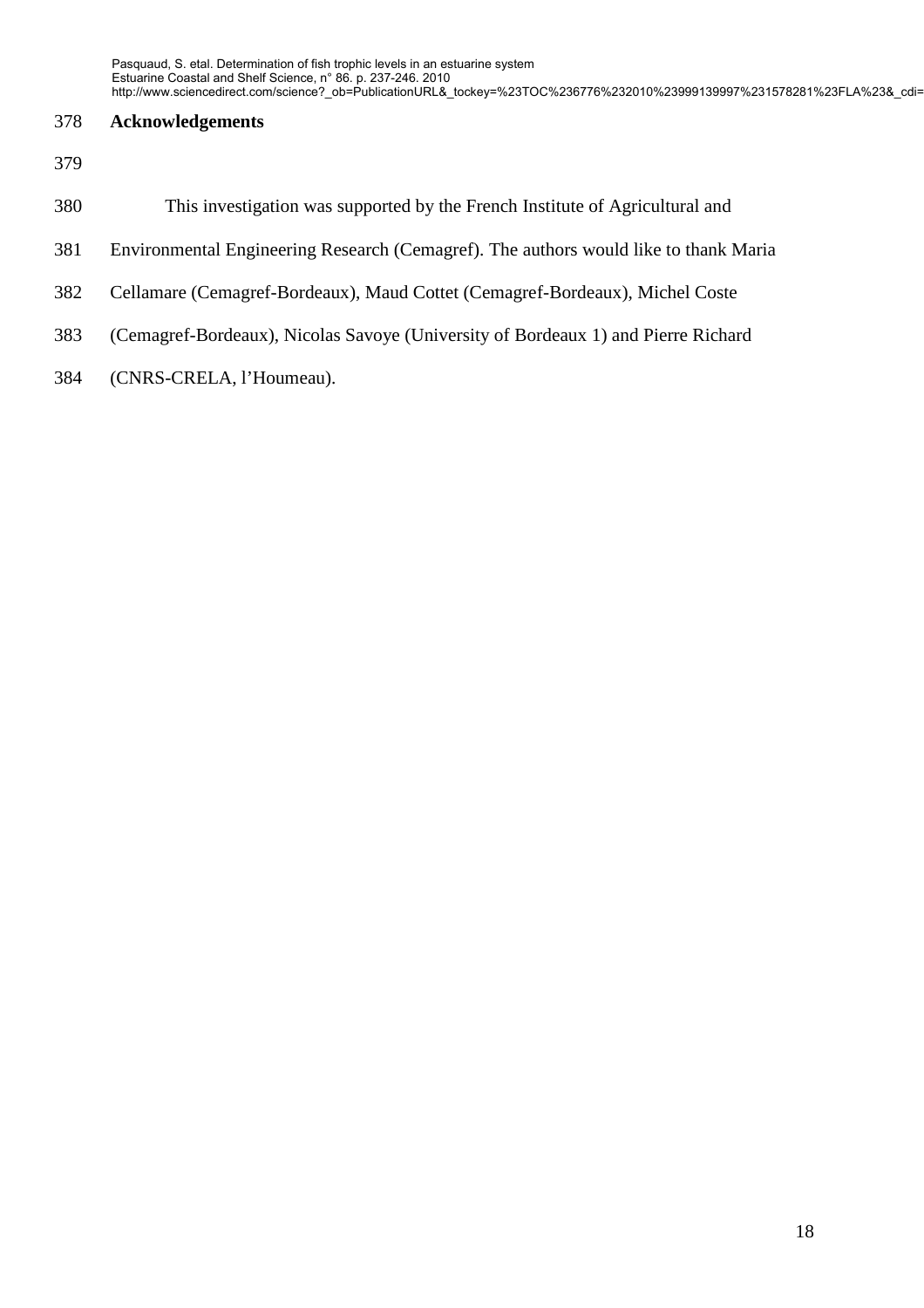## Acknowledgements

This investigation was supported by the French Institute of Agricultural and Environmental Engineering Research (Cemagref). The authors would like to thank Maria Cellamare (Cemagref-Bordeaux), Maud Cottet (Cemagref-Bordeaux), Michel Coste (Cemagref-Bordeaux), Nicolas Savoye (University of Bordeaux 1) and Pierre Richard (CNRS-CRELA, l'Houmeau).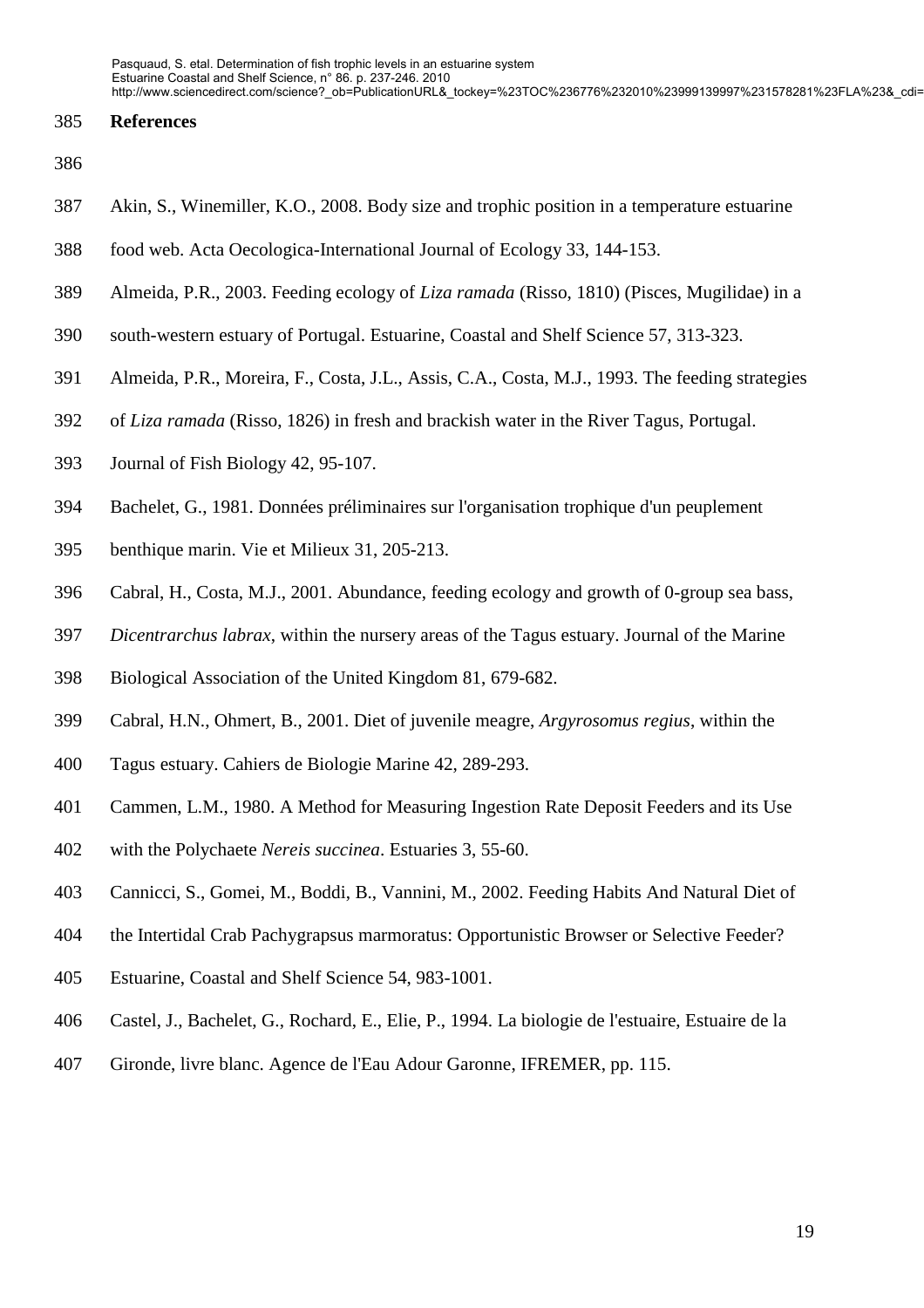## References

Akin, S., Winemiller, K.O., 2008. Body size and trophic position in a temperature estuarine food web. Acta Oecologica-International Journal of Ecology 33, 144-153.

Almeida, P.R., 2003. Feeding ecology of *Liza ramada* (Risso, 1810) (Pisces, Mugilidae) in a south-western estuary of Portugal. Estuarine, Coastal and Shelf Science 57, 313-323.

Almeida, P.R., Moreira, F., Costa, J.L., Assis, C.A., Costa, M.J., 1993. The feeding strategies of *Liza ramada* (Risso, 1826) in fresh and brackish water in the River Tagus, Portugal. Journal of Fish Biology 42, 95-107.

Bachelet, G., 1981. Données préliminaires sur l'organisation trophique d'un peuplement benthique marin. Vie et Milieux 31, 205-213.

Cabral, H., Costa, M.J., 2001. Abundance, feeding ecology and growth of 0-group sea bass, *Dicentrarchus labrax*, within the nursery areas of the Tagus estuary. Journal of the Marine Biological Association of the United Kingdom 81, 679-682.

Cabral, H.N., Ohmert, B., 2001. Diet of juvenile meagre, *Argyrosomus regius*, within the Tagus estuary. Cahiers de Biologie Marine 42, 289-293.

Cammen, L.M., 1980. A Method for Measuring Ingestion Rate Deposit Feeders and its Use with the Polychaete *Nereis succinea*. Estuaries 3, 55-60.

Cannicci, S., Gomei, M., Boddi, B., Vannini, M., 2002. Feeding Habits And Natural Diet of the Intertidal Crab Pachygrapsus marmoratus: Opportunistic Browser or Selective Feeder? Estuarine, Coastal and Shelf Science 54, 983-1001.

Castel, J., Bachelet, G., Rochard, E., Elie, P., 1994. La biologie de l'estuaire, Estuaire de la Gironde, livre blanc. Agence de l'Eau Adour Garonne, IFREMER, pp. 115.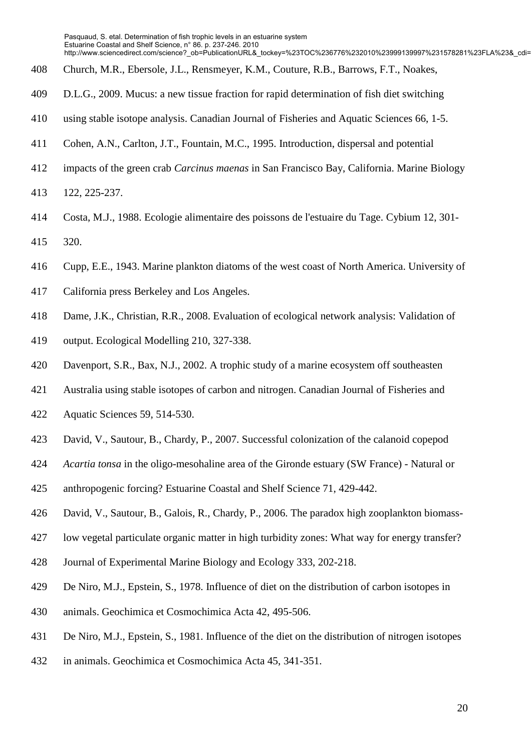Church, M.R., Ebersole, J.L., Rensmeyer, K.M., Couture, R.B., Barrows, F.T., Noakes, D.L.G., 2009. Mucus: a new tissue fraction for rapid determination of fish diet switching using stable isotope analysis. Canadian Journal of Fisheries and Aquatic Sciences 66, 1-5.

Cohen, A.N., Carlton, J.T., Fountain, M.C., 1995. Introduction, dispersal and potential impacts of the green crab *Carcinus maenas* in San Francisco Bay, California. Marine Biology 122, 225-237.

Costa, M.J., 1988. Ecologie alimentaire des poissons de l'estuaire du Tage. Cybium 12, 301-320.

Cupp, E.E., 1943. Marine plankton diatoms of the west coast of North America. University of California press Berkeley and Los Angeles.

Dame, J.K., Christian, R.R., 2008. Evaluation of ecological network analysis: Validation of output. Ecological Modelling 210, 327-338.

Davenport, S.R., Bax, N.J., 2002. A trophic study of a marine ecosystem off southeasten Australia using stable isotopes of carbon and nitrogen. Canadian Journal of Fisheries and Aquatic Sciences 59, 514-530.

David, V., Sautour, B., Chardy, P., 2007. Successful colonization of the calanoid copepod *Acartia tonsa* in the oligo-mesohaline area of the Gironde estuary (SW France) - Natural or anthropogenic forcing? Estuarine Coastal and Shelf Science 71, 429-442.

David, V., Sautour, B., Galois, R., Chardy, P., 2006. The paradox high zooplankton biomass-low vegetal particulate organic matter in high turbidity zones: What way for energy transfer? Journal of Experimental Marine Biology and Ecology 333, 202-218.

De Niro, M.J., Epstein, S., 1978. Influence of diet on the distribution of carbon isotopes in animals. Geochimica et Cosmochimica Acta 42, 495-506.

De Niro, M.J., Epstein, S., 1981. Influence of the diet on the distribution of nitrogen isotopes in animals. Geochimica et Cosmochimica Acta 45, 341-351.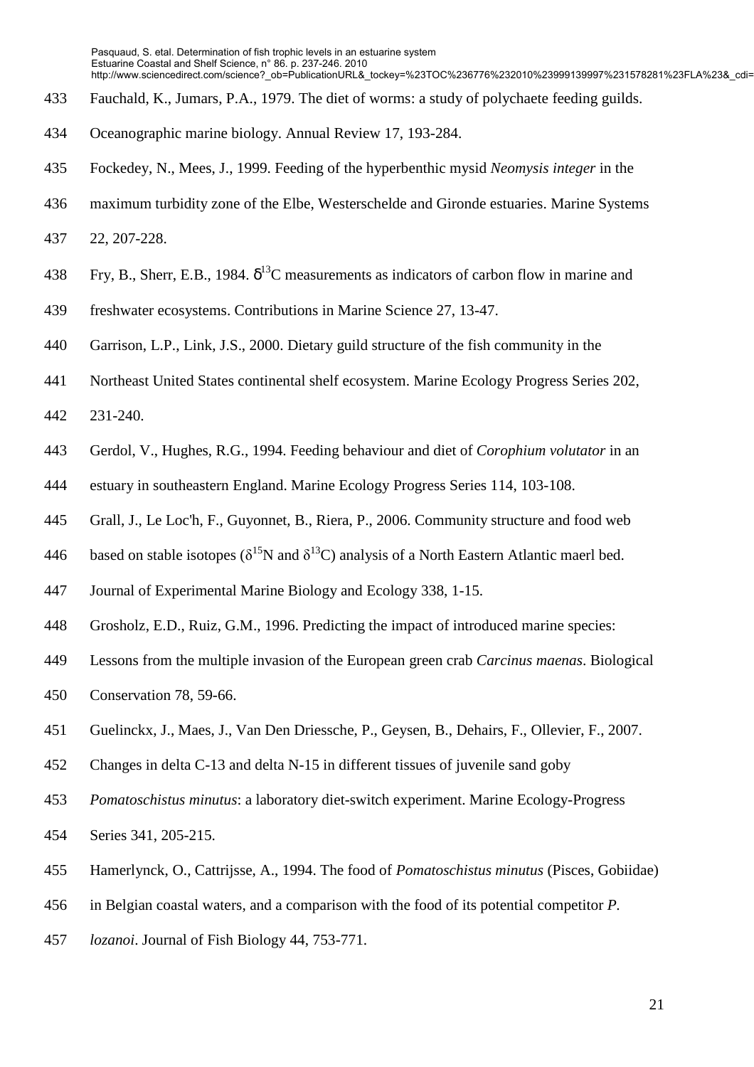Fauchald, K., Jumars, P.A., 1979. The diet of worms: a study of polychaete feeding guilds. Oceanographic marine biology. Annual Review 17, 193-284.

Fockedey, N., Mees, J., 1999. Feeding of the hyperbenthic mysid *Neomysis integer* in the maximum turbidity zone of the Elbe, Westerschelde and Gironde estuaries. Marine Systems 22, 207-228.

Fry, B., Sherr, E.B., 1984. $\delta^{13}$C measurements as indicators of carbon flow in marine and freshwater ecosystems. Contributions in Marine Science 27, 13-47.

Garrison, L.P., Link, J.S., 2000. Dietary guild structure of the fish community in the Northeast United States continental shelf ecosystem. Marine Ecology Progress Series 202, 231-240.

Gerdol, V., Hughes, R.G., 1994. Feeding behaviour and diet of *Corophium volutator* in an estuary in southeastern England. Marine Ecology Progress Series 114, 103-108.

Grall, J., Le Loc'h, F., Guyonnet, B., Riera, P., 2006. Community structure and food web based on stable isotopes ($\delta^{15}$N and $\delta^{13}$C) analysis of a North Eastern Atlantic maerl bed. Journal of Experimental Marine Biology and Ecology 338, 1-15.

Grosholz, E.D., Ruiz, G.M., 1996. Predicting the impact of introduced marine species: Lessons from the multiple invasion of the European green crab *Carcinus maenas*. Biological Conservation 78, 59-66.

Guelinckx, J., Maes, J., Van Den Driessche, P., Geysen, B., Dehairs, F., Ollevier, F., 2007. Changes in delta C-13 and delta N-15 in different tissues of juvenile sand goby *Pomatoschistus minutus*: a laboratory diet-switch experiment. Marine Ecology-Progress Series 341, 205-215.

Hamerlynck, O., Cattrijsse, A., 1994. The food of *Pomatoschistus minutus* (Pisces, Gobiidae) in Belgian coastal waters, and a comparison with the food of its potential competitor *P. lozanoi*. Journal of Fish Biology 44, 753-771.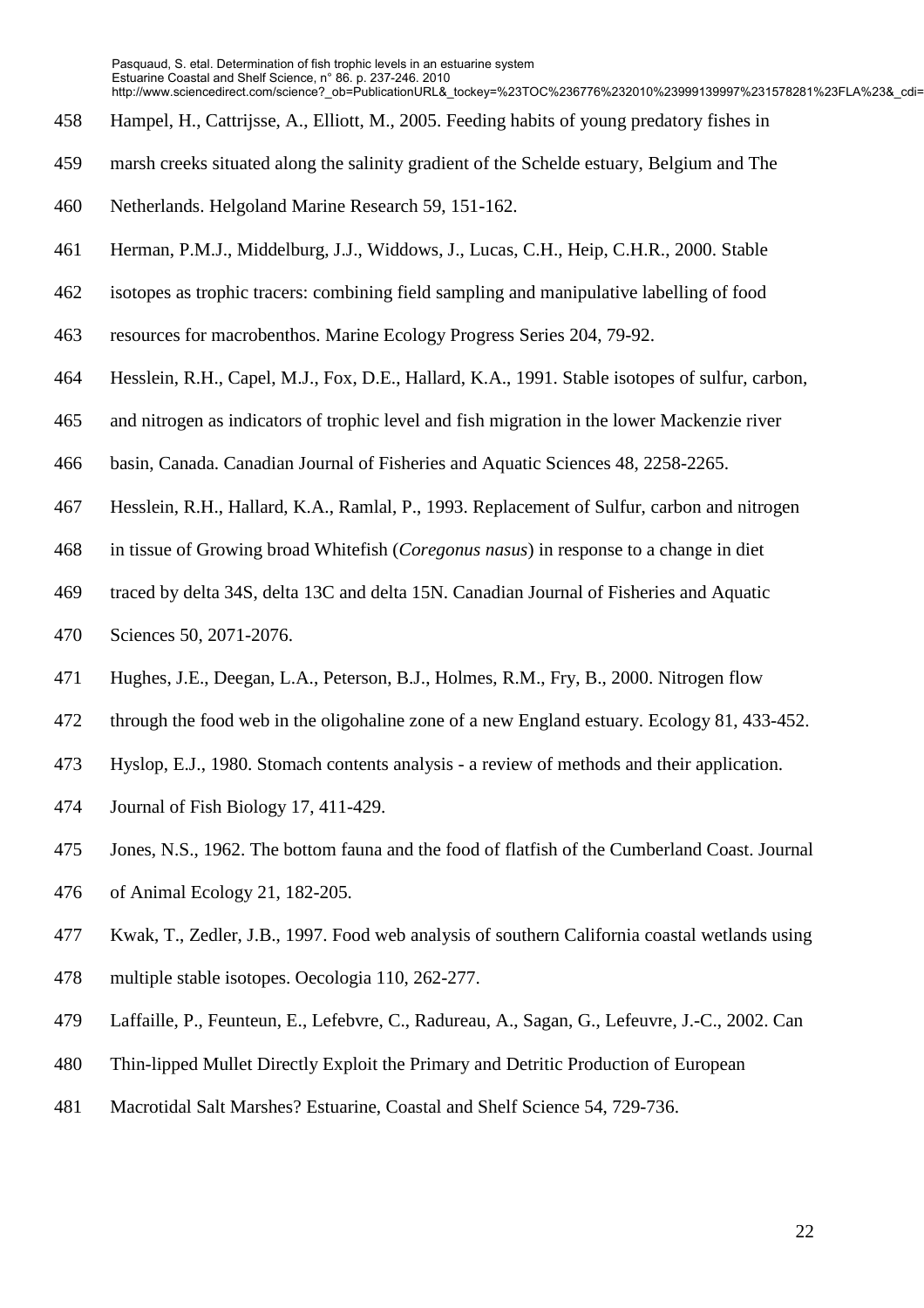Hampel, H., Cattrijsse, A., Elliott, M., 2005. Feeding habits of young predatory fishes in marsh creeks situated along the salinity gradient of the Schelde estuary, Belgium and The Netherlands. Helgoland Marine Research 59, 151-162.

Herman, P.M.J., Middelburg, J.J., Widdows, J., Lucas, C.H., Heip, C.H.R., 2000. Stable isotopes as trophic tracers: combining field sampling and manipulative labelling of food resources for macrobenthos. Marine Ecology Progress Series 204, 79-92.

Hesslein, R.H., Capel, M.J., Fox, D.E., Hallard, K.A., 1991. Stable isotopes of sulfur, carbon, and nitrogen as indicators of trophic level and fish migration in the lower Mackenzie river basin, Canada. Canadian Journal of Fisheries and Aquatic Sciences 48, 2258-2265.

Hesslein, R.H., Hallard, K.A., Ramlal, P., 1993. Replacement of Sulfur, carbon and nitrogen in tissue of Growing broad Whitefish (*Coregonus nasus*) in response to a change in diet traced by delta 34S, delta 13C and delta 15N. Canadian Journal of Fisheries and Aquatic Sciences 50, 2071-2076.

Hughes, J.E., Deegan, L.A., Peterson, B.J., Holmes, R.M., Fry, B., 2000. Nitrogen flow through the food web in the oligohaline zone of a new England estuary. Ecology 81, 433-452.

Hyslop, E.J., 1980. Stomach contents analysis - a review of methods and their application. Journal of Fish Biology 17, 411-429.

Jones, N.S., 1962. The bottom fauna and the food of flatfish of the Cumberland Coast. Journal of Animal Ecology 21, 182-205.

Kwak, T., Zedler, J.B., 1997. Food web analysis of southern California coastal wetlands using multiple stable isotopes. Oecologia 110, 262-277.

Laffaille, P., Feunteun, E., Lefebvre, C., Radureau, A., Sagan, G., Lefeuvre, J.-C., 2002. Can Thin-lipped Mullet Directly Exploit the Primary and Detritic Production of European Macrotidal Salt Marshes? Estuarine, Coastal and Shelf Science 54, 729-736.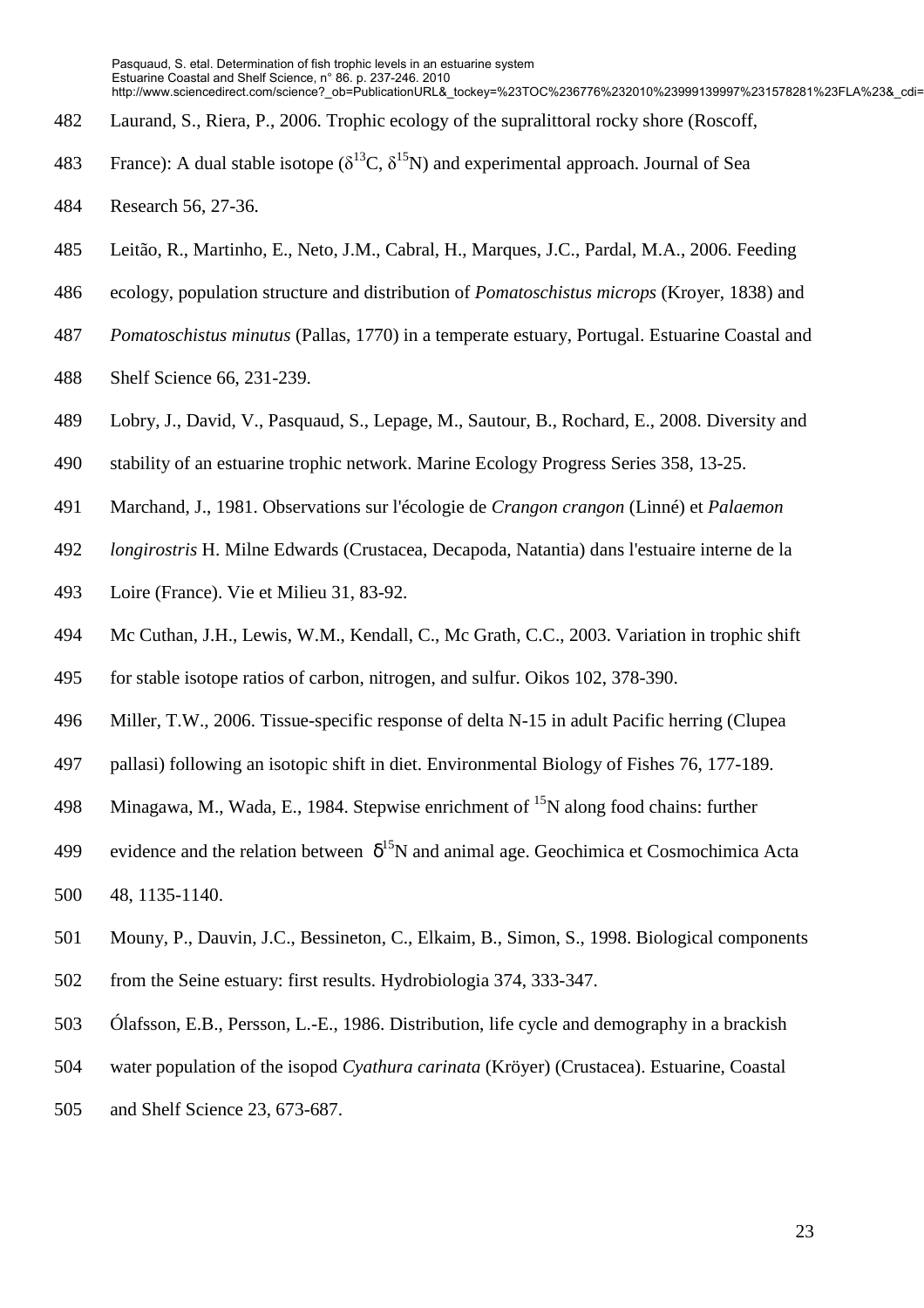Laurand, S., Riera, P., 2006. Trophic ecology of the supralittoral rocky shore (Roscoff, France): A dual stable isotope ($\delta^{13}C$, $\delta^{15}N$) and experimental approach. Journal of Sea Research 56, 27-36.

Leitão, R., Martinho, E., Neto, J.M., Cabral, H., Marques, J.C., Pardal, M.A., 2006. Feeding ecology, population structure and distribution of *Pomatoschistus microps* (Kroyer, 1838) and *Pomatoschistus minutus* (Pallas, 1770) in a temperate estuary, Portugal. Estuarine Coastal and Shelf Science 66, 231-239.

Lobry, J., David, V., Pasquaud, S., Lepage, M., Sautour, B., Rochard, E., 2008. Diversity and stability of an estuarine trophic network. Marine Ecology Progress Series 358, 13-25.

Marchand, J., 1981. Observations sur l'écologie de *Crangon crangon* (Linné) et *Palaemon longirostris* H. Milne Edwards (Crustacea, Decapoda, Natantia) dans l'estuaire interne de la Loire (France). Vie et Milieu 31, 83-92.

Mc Cuthan, J.H., Lewis, W.M., Kendall, C., Mc Grath, C.C., 2003. Variation in trophic shift for stable isotope ratios of carbon, nitrogen, and sulfur. Oikos 102, 378-390.

Miller, T.W., 2006. Tissue-specific response of delta N-15 in adult Pacific herring (Clupea pallasi) following an isotopic shift in diet. Environmental Biology of Fishes 76, 177-189.

Minagawa, M., Wada, E., 1984. Stepwise enrichment of $^{15}N$ along food chains: further evidence and the relation between $\delta^{15}N$ and animal age. Geochimica et Cosmochimica Acta 48, 1135-1140.

Mouny, P., Dauvin, J.C., Bessineton, C., Elkaim, B., Simon, S., 1998. Biological components from the Seine estuary: first results. Hydrobiologia 374, 333-347.

Ólafsson, E.B., Persson, L.-E., 1986. Distribution, life cycle and demography in a brackish water population of the isopod *Cyathura carinata* (Kröyer) (Crustacea). Estuarine, Coastal and Shelf Science 23, 673-687.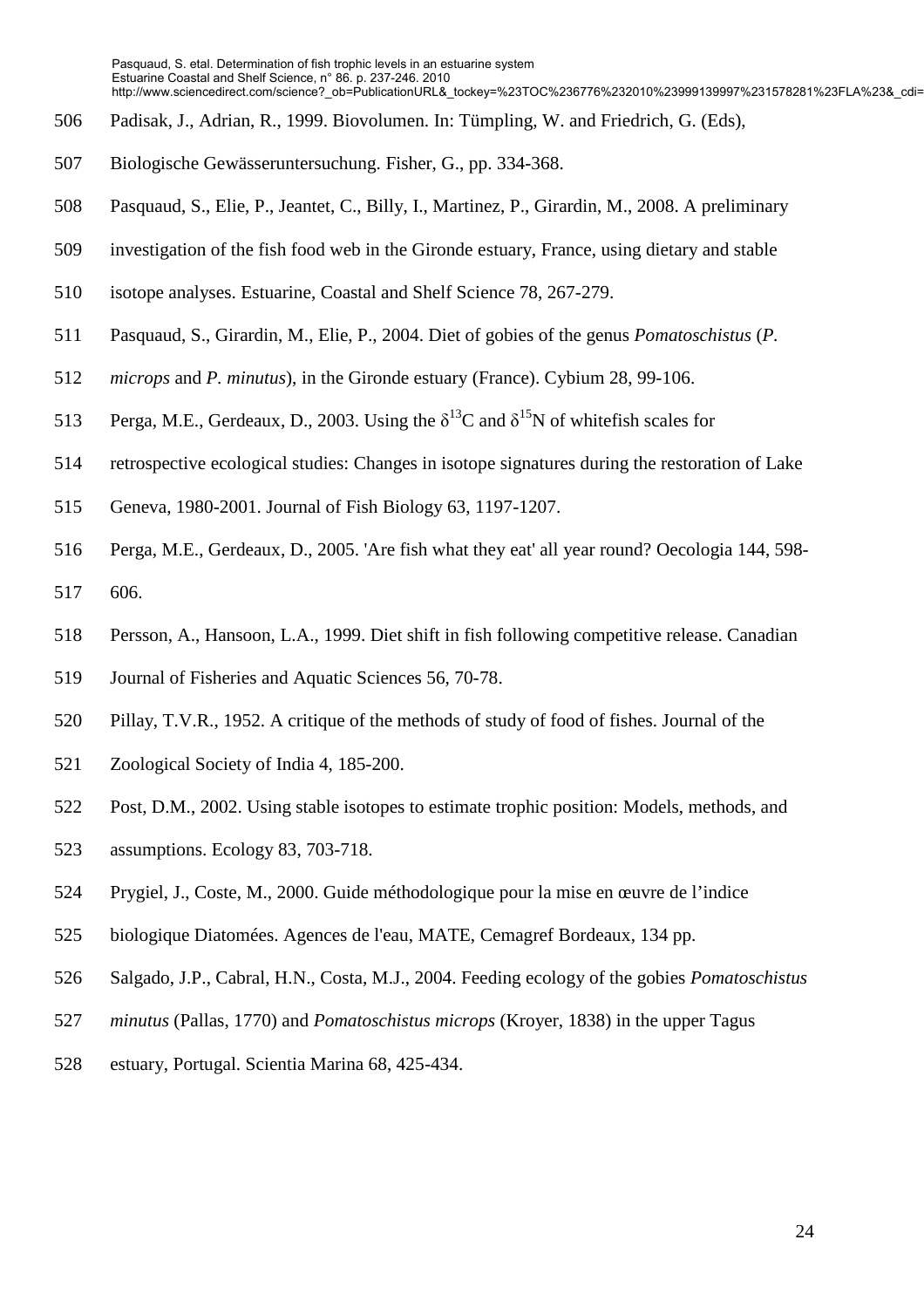Padisak, J., Adrian, R., 1999. Biovolumen. In: Tümpling, W. and Friedrich, G. (Eds), Biologische Gewässeruntersuchung. Fisher, G., pp. 334-368.

Pasquaud, S., Elie, P., Jeantet, C., Billy, I., Martinez, P., Girardin, M., 2008. A preliminary investigation of the fish food web in the Gironde estuary, France, using dietary and stable isotope analyses. Estuarine, Coastal and Shelf Science 78, 267-279.

Pasquaud, S., Girardin, M., Elie, P., 2004. Diet of gobies of the genus *Pomatoschistus* (*P. microps* and *P. minutus*), in the Gironde estuary (France). Cybium 28, 99-106.

Perga, M.E., Gerdeaux, D., 2003. Using the $\delta^{13}C$ and $\delta^{15}N$ of whitefish scales for retrospective ecological studies: Changes in isotope signatures during the restoration of Lake Geneva, 1980-2001. Journal of Fish Biology 63, 1197-1207.

Perga, M.E., Gerdeaux, D., 2005. 'Are fish what they eat' all year round? Oecologia 144, 598-606.

Persson, A., Hansoon, L.A., 1999. Diet shift in fish following competitive release. Canadian Journal of Fisheries and Aquatic Sciences 56, 70-78.

Pillay, T.V.R., 1952. A critique of the methods of study of food of fishes. Journal of the Zoological Society of India 4, 185-200.

Post, D.M., 2002. Using stable isotopes to estimate trophic position: Models, methods, and assumptions. Ecology 83, 703-718.

Prygiel, J., Coste, M., 2000. Guide méthodologique pour la mise en œuvre de l'indice biologique Diatomées. Agences de l'eau, MATE, Cemagref Bordeaux, 134 pp.

Salgado, J.P., Cabral, H.N., Costa, M.J., 2004. Feeding ecology of the gobies *Pomatoschistus minutus* (Pallas, 1770) and *Pomatoschistus microps* (Kroyer, 1838) in the upper Tagus estuary, Portugal. Scientia Marina 68, 425-434.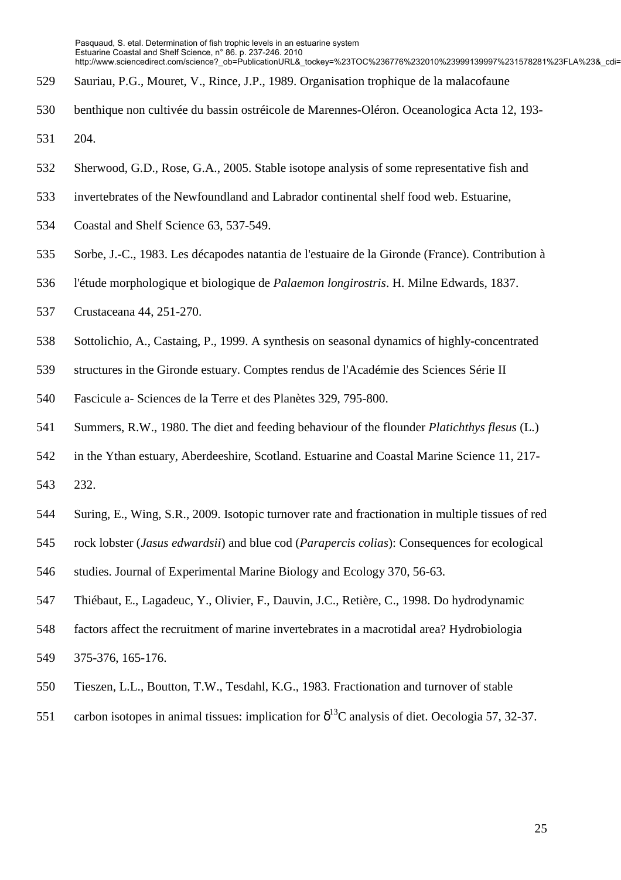Sauriau, P.G., Mouret, V., Rince, J.P., 1989. Organisation trophique de la malacofaune benthique non cultivée du bassin ostréicole de Marennes-Oléron. Oceanologica Acta 12, 193-204.

Sherwood, G.D., Rose, G.A., 2005. Stable isotope analysis of some representative fish and invertebrates of the Newfoundland and Labrador continental shelf food web. Estuarine, Coastal and Shelf Science 63, 537-549.

Sorbe, J.-C., 1983. Les décapodes natantia de l'estuaire de la Gironde (France). Contribution à l'étude morphologique et biologique de *Palaemon longirostris*. H. Milne Edwards, 1837. Crustaceana 44, 251-270.

Sottolichio, A., Castaing, P., 1999. A synthesis on seasonal dynamics of highly-concentrated structures in the Gironde estuary. Comptes rendus de l'Académie des Sciences Série II Fascicule a- Sciences de la Terre et des Planètes 329, 795-800.

Summers, R.W., 1980. The diet and feeding behaviour of the flounder *Platichthys flesus* (L.) in the Ythan estuary, Aberdeeshire, Scotland. Estuarine and Coastal Marine Science 11, 217-232.

Suring, E., Wing, S.R., 2009. Isotopic turnover rate and fractionation in multiple tissues of red rock lobster (*Jasus edwardsii*) and blue cod (*Parapercis colias*): Consequences for ecological studies. Journal of Experimental Marine Biology and Ecology 370, 56-63.

Thiébaut, E., Lagadeuc, Y., Olivier, F., Dauvin, J.C., Retière, C., 1998. Do hydrodynamic factors affect the recruitment of marine invertebrates in a macrotidal area? Hydrobiologia 375-376, 165-176.

Tieszen, L.L., Boutton, T.W., Tesdahl, K.G., 1983. Fractionation and turnover of stable carbon isotopes in animal tissues: implication for $\delta^{13}C$ analysis of diet. Oecologia 57, 32-37.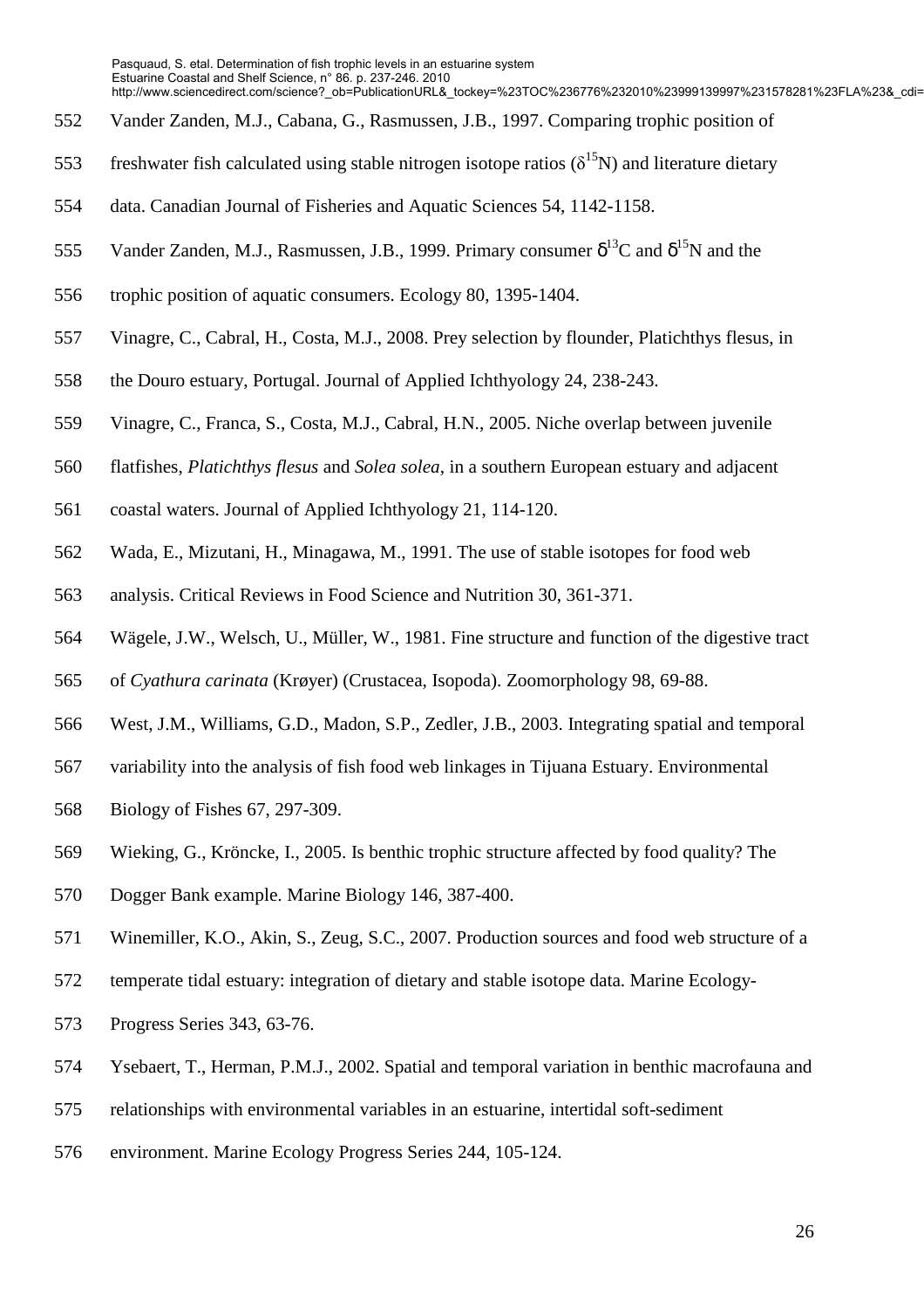Vander Zanden, M.J., Cabana, G., Rasmussen, J.B., 1997. Comparing trophic position of freshwater fish calculated using stable nitrogen isotope ratios ($\delta^{15}N$) and literature dietary data. Canadian Journal of Fisheries and Aquatic Sciences 54, 1142-1158.

Vander Zanden, M.J., Rasmussen, J.B., 1999. Primary consumer $\delta^{13}C$ and $\delta^{15}N$ and the trophic position of aquatic consumers. Ecology 80, 1395-1404.

Vinagre, C., Cabral, H., Costa, M.J., 2008. Prey selection by flounder, Platichthys flesus, in the Douro estuary, Portugal. Journal of Applied Ichthyology 24, 238-243.

Vinagre, C., Franca, S., Costa, M.J., Cabral, H.N., 2005. Niche overlap between juvenile flatfishes, *Platichthys flesus* and *Solea solea*, in a southern European estuary and adjacent coastal waters. Journal of Applied Ichthyology 21, 114-120.

Wada, E., Mizutani, H., Minagawa, M., 1991. The use of stable isotopes for food web analysis. Critical Reviews in Food Science and Nutrition 30, 361-371.

Wägele, J.W., Welsch, U., Müller, W., 1981. Fine structure and function of the digestive tract of *Cyathura carinata* (Krøyer) (Crustacea, Isopoda). Zoomorphology 98, 69-88.

West, J.M., Williams, G.D., Madon, S.P., Zedler, J.B., 2003. Integrating spatial and temporal variability into the analysis of fish food web linkages in Tijuana Estuary. Environmental Biology of Fishes 67, 297-309.

Wieking, G., Kröncke, I., 2005. Is benthic trophic structure affected by food quality? The Dogger Bank example. Marine Biology 146, 387-400.

Winemiller, K.O., Akin, S., Zeug, S.C., 2007. Production sources and food web structure of a temperate tidal estuary: integration of dietary and stable isotope data. Marine Ecology-Progress Series 343, 63-76.

Ysebaert, T., Herman, P.M.J., 2002. Spatial and temporal variation in benthic macrofauna and relationships with environmental variables in an estuarine, intertidal soft-sediment environment. Marine Ecology Progress Series 244, 105-124.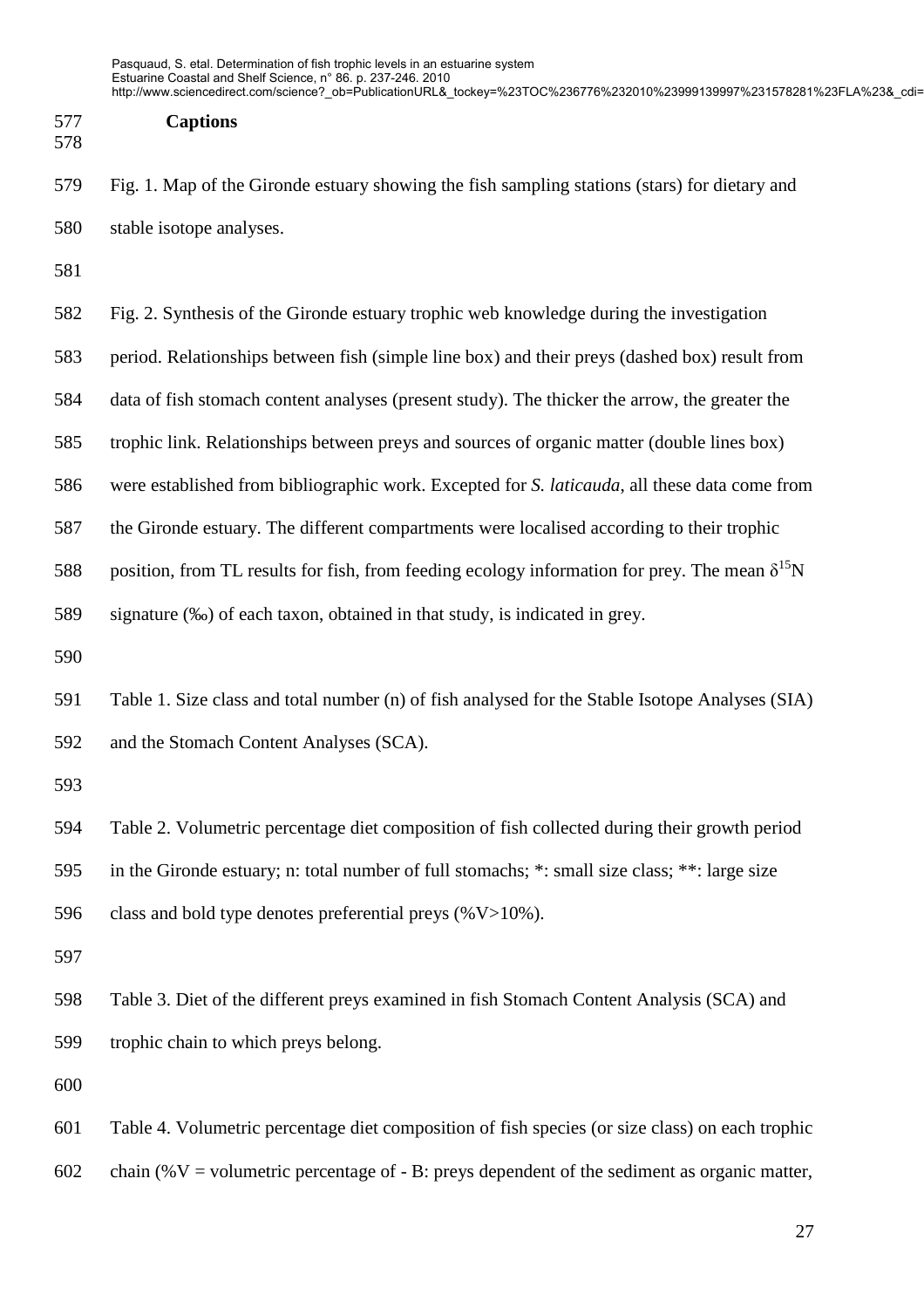## Captions

Fig. 1. Map of the Gironde estuary showing the fish sampling stations (stars) for dietary and stable isotope analyses.

Fig. 2. Synthesis of the Gironde estuary trophic web knowledge during the investigation period. Relationships between fish (simple line box) and their preys (dashed box) result from data of fish stomach content analyses (present study). The thicker the arrow, the greater the trophic link. Relationships between preys and sources of organic matter (double lines box) were established from bibliographic work. Excepted for *S. laticauda*, all these data come from the Gironde estuary. The different compartments were localised according to their trophic position, from TL results for fish, from feeding ecology information for prey. The mean $\delta^{15}N$ signature (‰) of each taxon, obtained in that study, is indicated in grey.

Table 1. Size class and total number (n) of fish analysed for the Stable Isotope Analyses (SIA) and the Stomach Content Analyses (SCA).

Table 2. Volumetric percentage diet composition of fish collected during their growth period in the Gironde estuary; n: total number of full stomachs; *: small size class; **: large size class and bold type denotes preferential preys (%V>10%).

Table 3. Diet of the different preys examined in fish Stomach Content Analysis (SCA) and trophic chain to which preys belong.

Table 4. Volumetric percentage diet composition of fish species (or size class) on each trophic chain (%V = volumetric percentage of - B: preys dependent of the sediment as organic matter,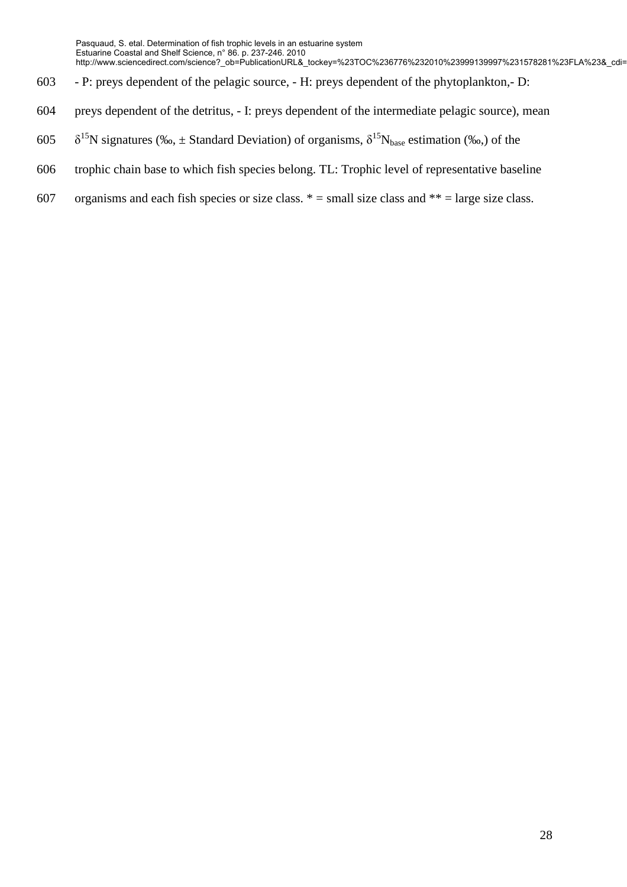- P: preys dependent of the pelagic source, - H: preys dependent of the phytoplankton,- D: preys dependent of the detritus, - I: preys dependent of the intermediate pelagic source), mean $\delta^{15}N$ signatures (‰, ± Standard Deviation) of organisms, $\delta^{15}N_{base}$ estimation (‰,) of the trophic chain base to which fish species belong. TL: Trophic level of representative baseline organisms and each fish species or size class. * = small size class and ** = large size class.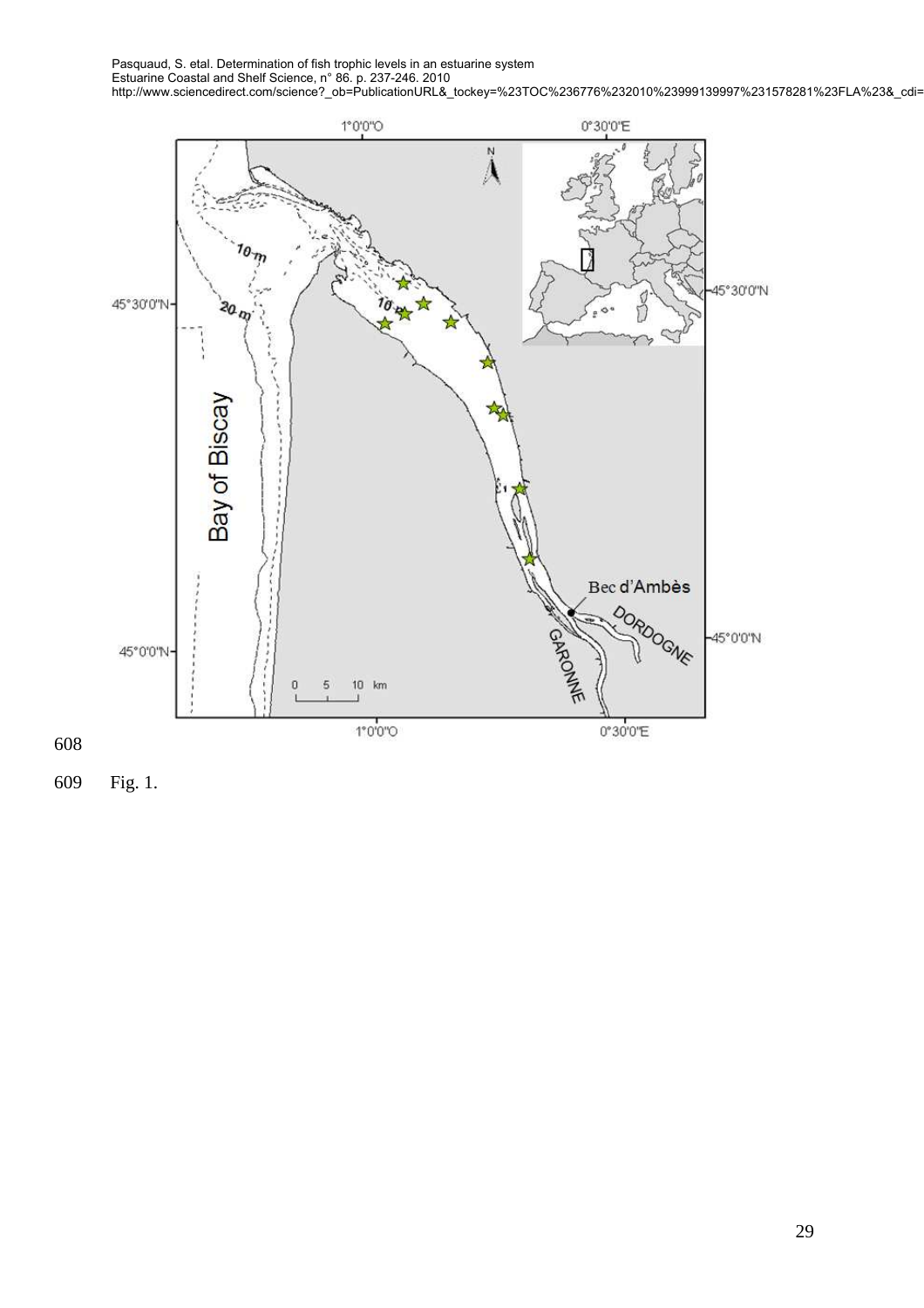Fig. 1.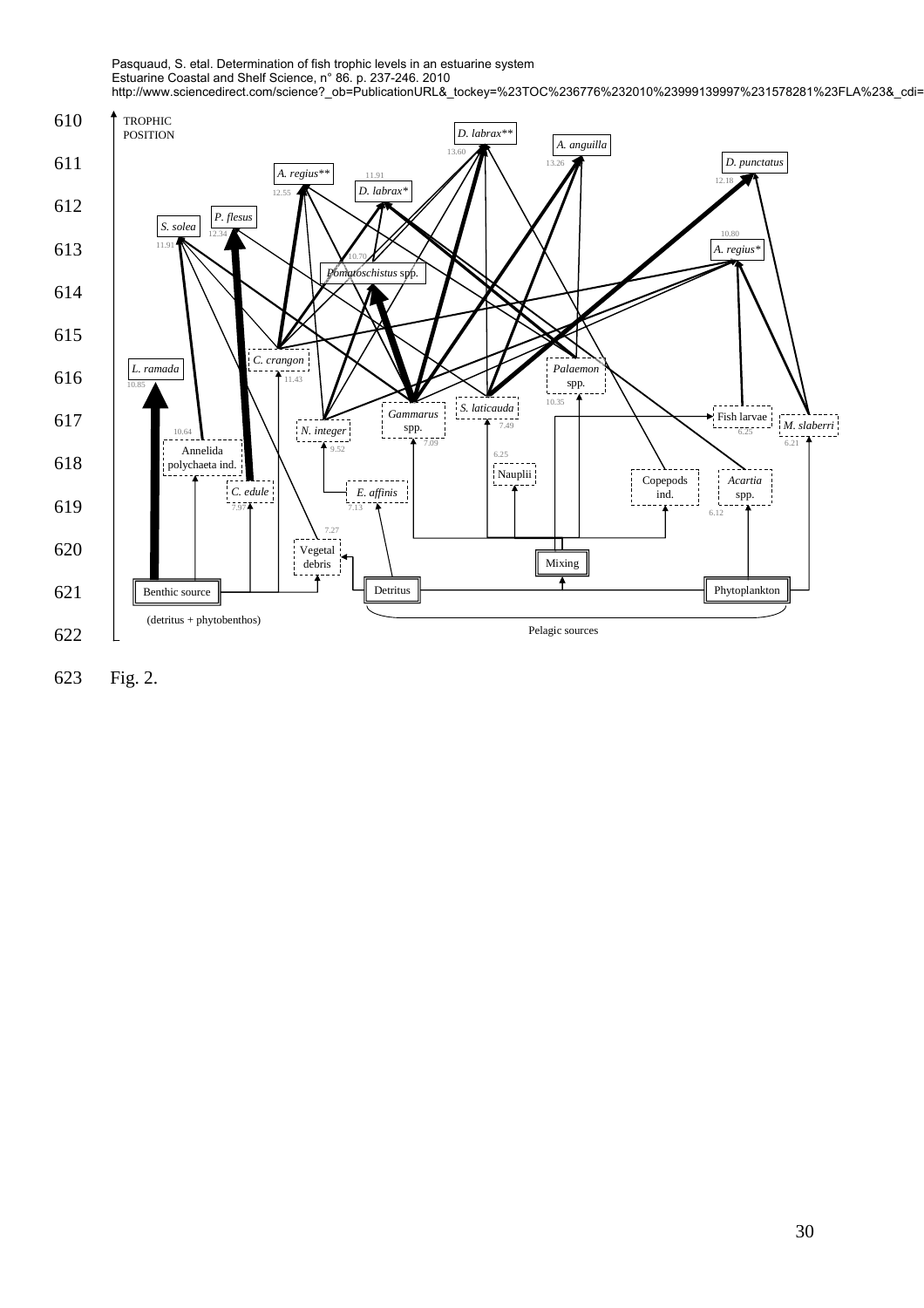Fig. 2.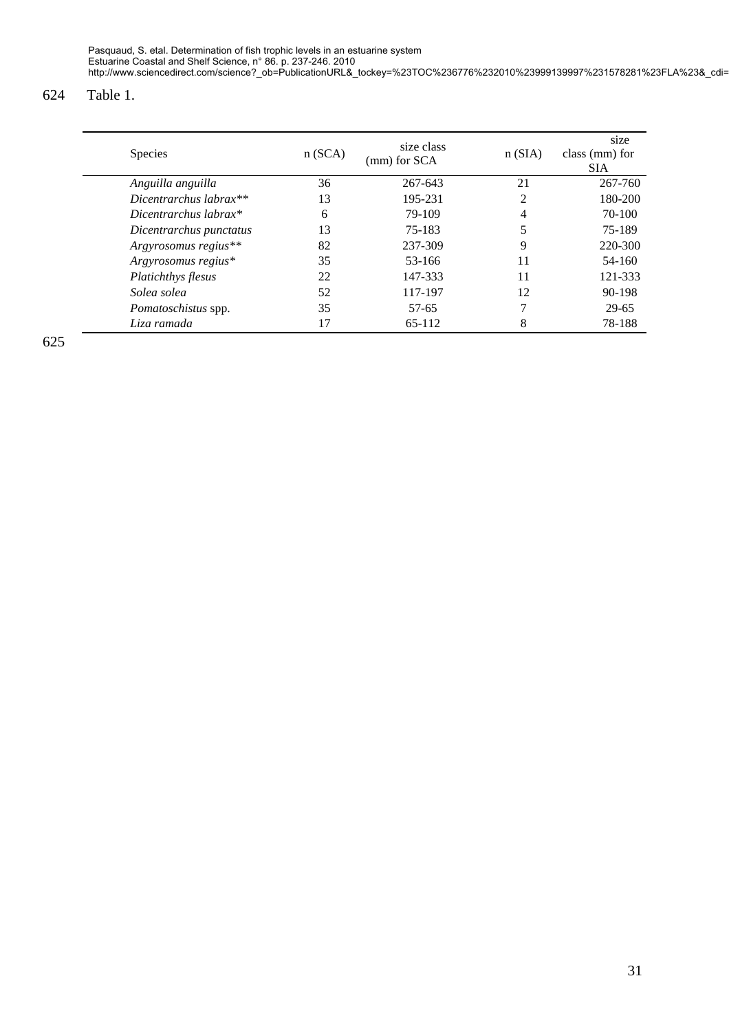Table 1.

| Species | n (SCA) | size class (mm) for SCA | n (SIA) | size class (mm) for SIA |
|---|---|---|---|---|
| *Anguilla anguilla* | 36 | 267-643 | 21 | 267-760 |
| *Dicentrarchus labrax*** | 13 | 195-231 | 2 | 180-200 |
| *Dicentrarchus labrax** | 6 | 79-109 | 4 | 70-100 |
| *Dicentrarchus punctatus* | 13 | 75-183 | 5 | 75-189 |
| *Argyrosomus regius*** | 82 | 237-309 | 9 | 220-300 |
| *Argyrosomus regius** | 35 | 53-166 | 11 | 54-160 |
| *Platichthys flesus* | 22 | 147-333 | 11 | 121-333 |
| *Solea solea* | 52 | 117-197 | 12 | 90-198 |
| *Pomatoschistus* spp. | 35 | 57-65 | 7 | 29-65 |
| *Liza ramada* | 17 | 65-112 | 8 | 78-188 |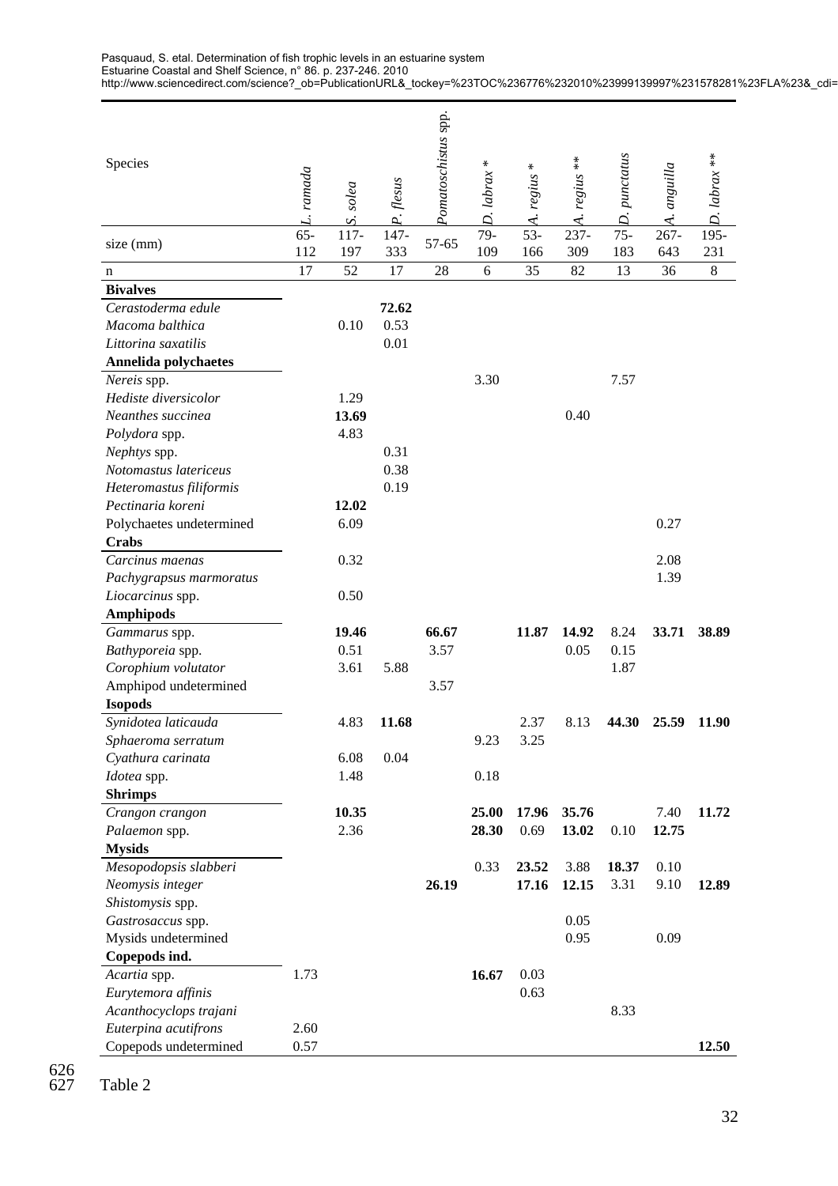| Species | *L. ramada* | *S. solea* | *P. flesus* | *Pomatoschistus* spp. | *D. labrax* * | *A. regius* * | *A. regius* ** | *D. punctatus* | *A. anguilla* | *D. labrax* ** |
|---|---|---|---|---|---|---|---|---|---|---|
| size (mm) | 65-112 | 117-197 | 147-333 | 57-65 | 79-109 | 53-166 | 237-309 | 75-183 | 267-643 | 195-231 |
| n | 17 | 52 | 17 | 28 | 6 | 35 | 82 | 13 | 36 | 8 |
| **Bivalves** | | | | | | | | | | |
| *Cerastoderma edule* | | | **72.62** | | | | | | | |
| *Macoma balthica* | | 0.10 | 0.53 | | | | | | | |
| *Littorina saxatilis* | | | 0.01 | | | | | | | |
| **Annelida polychaetes** | | | | | | | | | | |
| *Nereis* spp. | | | | | 3.30 | | | 7.57 | | |
| *Hediste diversicolor* | | 1.29 | | | | | | | | |
| *Neanthes succinea* | | **13.69** | | | | | 0.40 | | | |
| *Polydora* spp. | | 4.83 | | | | | | | | |
| *Nephtys* spp. | | | 0.31 | | | | | | | |
| *Notomastus latericeus* | | | 0.38 | | | | | | | |
| *Heteromastus filiformis* | | | 0.19 | | | | | | | |
| *Pectinaria koreni* | | **12.02** | | | | | | | | |
| Polychaetes undetermined | | 6.09 | | | | | | | 0.27 | |
| **Crabs** | | | | | | | | | | |
| *Carcinus maenas* | | 0.32 | | | | | | | 2.08 | |
| *Pachygrapsus marmoratus* | | | | | | | | | 1.39 | |
| *Liocarcinus* spp. | | 0.50 | | | | | | | | |
| **Amphipods** | | | | | | | | | | |
| *Gammarus* spp. | | **19.46** | | **66.67** | | **11.87** | **14.92** | 8.24 | **33.71** | **38.89** |
| *Bathyporeia* spp. | | 0.51 | | 3.57 | | | 0.05 | 0.15 | | |
| *Corophium volutator* | | 3.61 | 5.88 | | | | | 1.87 | | |
| Amphipod undetermined | | | | 3.57 | | | | | | |
| **Isopods** | | | | | | | | | | |
| *Synidotea laticauda* | | 4.83 | **11.68** | | | 2.37 | 8.13 | **44.30** | **25.59** | **11.90** |
| *Sphaeroma serratum* | | | | | 9.23 | 3.25 | | | | |
| *Cyathura carinata* | | 6.08 | 0.04 | | | | | | | |
| *Idotea* spp. | | 1.48 | | | 0.18 | | | | | |
| **Shrimps** | | | | | | | | | | |
| *Crangon crangon* | | **10.35** | | | **25.00** | **17.96** | **35.76** | | 7.40 | **11.72** |
| *Palaemon* spp. | | 2.36 | | | **28.30** | 0.69 | **13.02** | 0.10 | **12.75** | |
| **Mysids** | | | | | | | | | | |
| *Mesopodopsis slabberi* | | | | | 0.33 | **23.52** | 3.88 | **18.37** | 0.10 | |
| *Neomysis integer* | | | | **26.19** | | **17.16** | **12.15** | 3.31 | 9.10 | **12.89** |
| *Shistomysis* spp. | | | | | | | | | | |
| *Gastrosaccus* spp. | | | | | | | 0.05 | | | |
| Mysids undetermined | | | | | | | 0.95 | | 0.09 | |
| **Copepods ind.** | | | | | | | | | | |
| *Acartia* spp. | 1.73 | | | | **16.67** | 0.03 | | | | |
| *Eurytemora affinis* | | | | | | 0.63 | | | | |
| *Acanthocyclops trajani* | | | | | | | | 8.33 | | |
| *Euterpina acutifrons* | 2.60 | | | | | | | | | |
| Copepods undetermined | 0.57 | | | | | | | | | **12.50** |

Table 2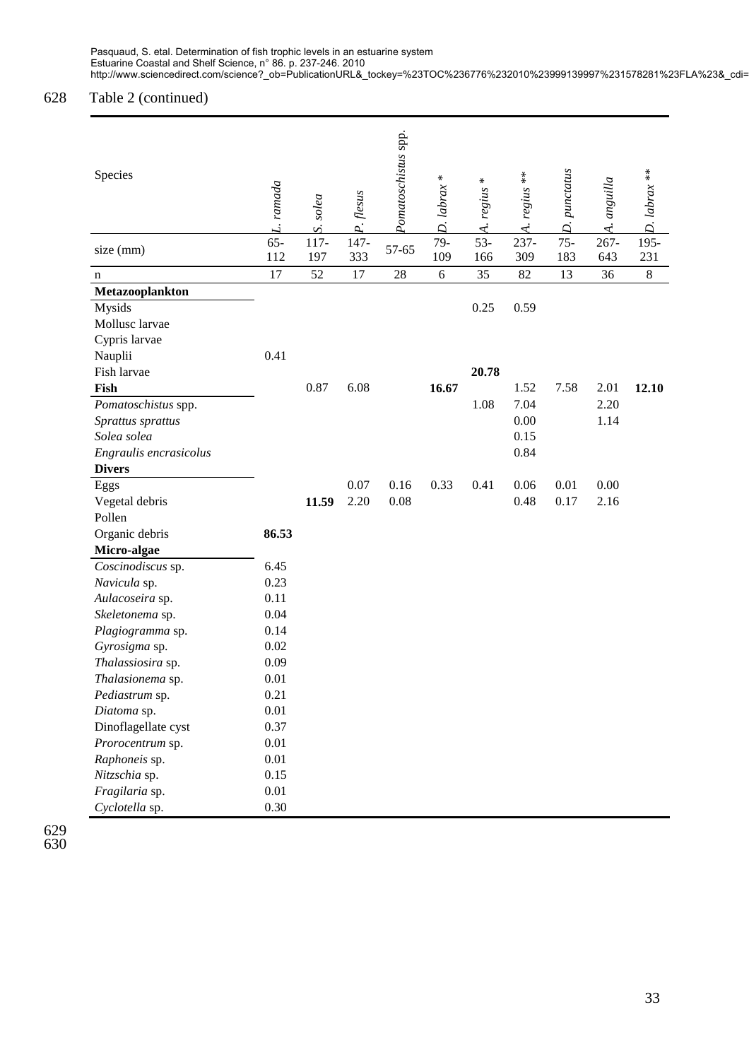Table 2 (continued)

| Species | *L. ramada* | *S. solea* | *P. flesus* | *Pomatoschistus* spp. | *D. labrax* * | *A. regius* * | *A. regius* ** | *D. punctatus* | *A. anguilla* | *D. labrax* ** |
|---|---|---|---|---|---|---|---|---|---|---|
| size (mm) | 65-112 | 117-197 | 147-333 | 57-65 | 79-109 | 53-166 | 237-309 | 75-183 | 267-643 | 195-231 |
| n | 17 | 52 | 17 | 28 | 6 | 35 | 82 | 13 | 36 | 8 |
| **Metazooplankton** | | | | | | | | | | |
| Mysids | | | | | | 0.25 | 0.59 | | | |
| Mollusc larvae | | | | | | | | | | |
| Cypris larvae | | | | | | | | | | |
| Nauplii | 0.41 | | | | | | | | | |
| Fish larvae | | | | | | **20.78** | | | | |
| **Fish** | | 0.87 | 6.08 | | **16.67** | | 1.52 | 7.58 | 2.01 | **12.10** |
| *Pomatoschistus* spp. | | | | | | 1.08 | 7.04 | | 2.20 | |
| *Sprattus sprattus* | | | | | | | 0.00 | | 1.14 | |
| *Solea solea* | | | | | | | 0.15 | | | |
| *Engraulis encrasicolus* | | | | | | | 0.84 | | | |
| **Divers** | | | | | | | | | | |
| Eggs | | | 0.07 | 0.16 | 0.33 | 0.41 | 0.06 | 0.01 | 0.00 | |
| Vegetal debris | | **11.59** | 2.20 | 0.08 | | | 0.48 | 0.17 | 2.16 | |
| Pollen | | | | | | | | | | |
| Organic debris | **86.53** | | | | | | | | | |
| **Micro-algae** | | | | | | | | | | |
| *Coscinodiscus* sp. | 6.45 | | | | | | | | | |
| *Navicula* sp. | 0.23 | | | | | | | | | |
| *Aulacoseira* sp. | 0.11 | | | | | | | | | |
| *Skeletonema* sp. | 0.04 | | | | | | | | | |
| *Plagiogramma* sp. | 0.14 | | | | | | | | | |
| *Gyrosigma* sp. | 0.02 | | | | | | | | | |
| *Thalassiosira* sp. | 0.09 | | | | | | | | | |
| *Thalasionema* sp. | 0.01 | | | | | | | | | |
| *Pediastrum* sp. | 0.21 | | | | | | | | | |
| *Diatoma* sp. | 0.01 | | | | | | | | | |
| Dinoflagellate cyst | 0.37 | | | | | | | | | |
| *Prorocentrum* sp. | 0.01 | | | | | | | | | |
| *Raphoneis* sp. | 0.01 | | | | | | | | | |
| *Nitzschia* sp. | 0.15 | | | | | | | | | |
| *Fragilaria* sp. | 0.01 | | | | | | | | | |
| *Cyclotella* sp. | 0.30 | | | | | | | | | |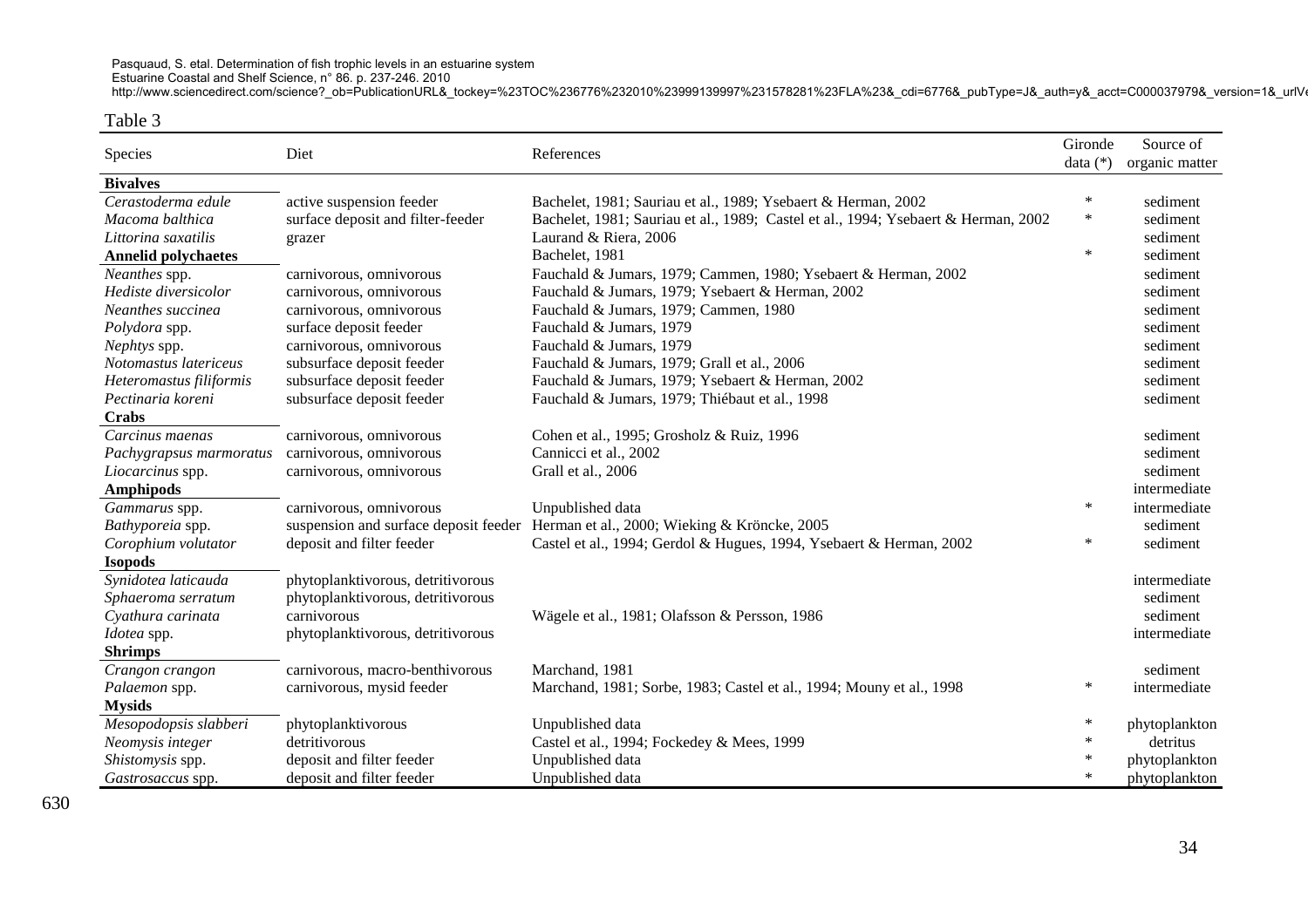Pasquaud, S. etal. Determination of fish trophic levels in an estuarine system
Estuarine Coastal and Shelf Science, n° 86. p. 237-246. 2010
http://www.sciencedirect.com/science?_ob=PublicationURL&_tockey=%23TOC%236776%232010%23999139997%231578281%23FLA%23&_cdi=6776&_pubType=J&_auth=y&_acct=C000037979&_version=1&_urlV

Table 3

| Species | Diet | References | Gironde data (*) | Source of organic matter |
|---|---|---|---|---|
| **Bivalves** | | | | |
| *Cerastoderma edule* | active suspension feeder | Bachelet, 1981; Sauriau et al., 1989; Ysebaert & Herman, 2002 | * | sediment |
| *Macoma balthica* | surface deposit and filter-feeder | Bachelet, 1981; Sauriau et al., 1989; Castel et al., 1994; Ysebaert & Herman, 2002 | * | sediment |
| *Littorina saxatilis* | grazer | Laurand & Riera, 2006 | | sediment |
| **Annelid polychaetes** | | Bachelet, 1981 | * | sediment |
| *Neanthes* spp. | carnivorous, omnivorous | Fauchald & Jumars, 1979; Cammen, 1980; Ysebaert & Herman, 2002 | | sediment |
| *Hediste diversicolor* | carnivorous, omnivorous | Fauchald & Jumars, 1979; Ysebaert & Herman, 2002 | | sediment |
| *Neanthes succinea* | carnivorous, omnivorous | Fauchald & Jumars, 1979; Cammen, 1980 | | sediment |
| *Polydora* spp. | surface deposit feeder | Fauchald & Jumars, 1979 | | sediment |
| *Nephtys* spp. | carnivorous, omnivorous | Fauchald & Jumars, 1979 | | sediment |
| *Notomastus latericeus* | subsurface deposit feeder | Fauchald & Jumars, 1979; Grall et al., 2006 | | sediment |
| *Heteromastus filiformis* | subsurface deposit feeder | Fauchald & Jumars, 1979; Ysebaert & Herman, 2002 | | sediment |
| *Pectinaria koreni* | subsurface deposit feeder | Fauchald & Jumars, 1979; Thiébaut et al., 1998 | | sediment |
| **Crabs** | | | | |
| *Carcinus maenas* | carnivorous, omnivorous | Cohen et al., 1995; Grosholz & Ruiz, 1996 | | sediment |
| *Pachygrapsus marmoratus* | carnivorous, omnivorous | Cannicci et al., 2002 | | sediment |
| *Liocarcinus* spp. | carnivorous, omnivorous | Grall et al., 2006 | | sediment |
| **Amphipods** | | | | intermediate |
| *Gammarus* spp. | carnivorous, omnivorous | Unpublished data | * | intermediate |
| *Bathyporeia* spp. | suspension and surface deposit feeder | Herman et al., 2000; Wieking & Kröncke, 2005 | | sediment |
| *Corophium volutator* | deposit and filter feeder | Castel et al., 1994; Gerdol & Hugues, 1994, Ysebaert & Herman, 2002 | * | sediment |
| **Isopods** | | | | |
| *Synidotea laticauda* | phytoplanktivorous, detritivorous | | | intermediate |
| *Sphaeroma serratum* | phytoplanktivorous, detritivorous | | | sediment |
| *Cyathura carinata* | carnivorous | Wägele et al., 1981; Olafsson & Persson, 1986 | | sediment |
| *Idotea* spp. | phytoplanktivorous, detritivorous | | | intermediate |
| **Shrimps** | | | | |
| *Crangon crangon* | carnivorous, macro-benthivorous | Marchand, 1981 | | sediment |
| *Palaemon* spp. | carnivorous, mysid feeder | Marchand, 1981; Sorbe, 1983; Castel et al., 1994; Mouny et al., 1998 | * | intermediate |
| **Mysids** | | | | |
| *Mesopodopsis slabberi* | phytoplanktivorous | Unpublished data | * | phytoplankton |
| *Neomysis integer* | detritivorous | Castel et al., 1994; Fockedey & Mees, 1999 | * | detritus |
| *Shistomysis* spp. | deposit and filter feeder | Unpublished data | * | phytoplankton |
| *Gastrosaccus* spp. | deposit and filter feeder | Unpublished data | * | phytoplankton |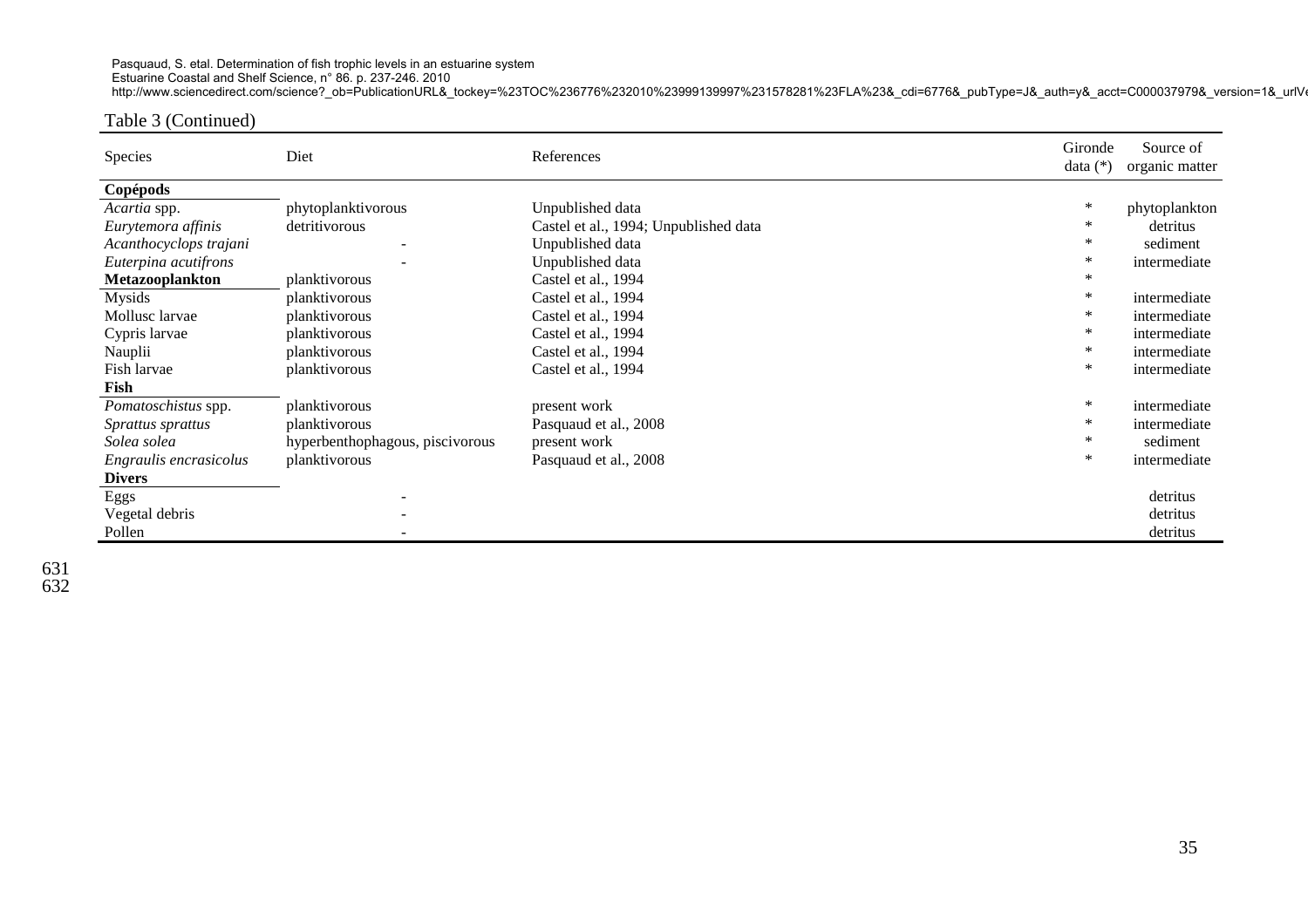Table 3 (Continued)

| Species | Diet | References | Gironde data (*) | Source of organic matter |
|---|---|---|---|---|
| **Copépods** | | | | |
| *Acartia* spp. | phytoplanktivorous | Unpublished data | * | phytoplankton |
| *Eurytemora affinis* | detritivorous | Castel et al., 1994; Unpublished data | * | detritus |
| *Acanthocyclops trajani* | - | Unpublished data | * | sediment |
| *Euterpina acutifrons* | - | Unpublished data | * | intermediate |
| **Metazooplankton** | planktivorous | Castel et al., 1994 | * | |
| Mysids | planktivorous | Castel et al., 1994 | * | intermediate |
| Mollusc larvae | planktivorous | Castel et al., 1994 | * | intermediate |
| Cypris larvae | planktivorous | Castel et al., 1994 | * | intermediate |
| Nauplii | planktivorous | Castel et al., 1994 | * | intermediate |
| Fish larvae | planktivorous | Castel et al., 1994 | * | intermediate |
| **Fish** | | | | |
| *Pomatoschistus* spp. | planktivorous | present work | * | intermediate |
| *Sprattus sprattus* | planktivorous | Pasquaud et al., 2008 | * | intermediate |
| *Solea solea* | hyperbenthophagous, piscivorous | present work | * | sediment |
| *Engraulis encrasicolus* | planktivorous | Pasquaud et al., 2008 | * | intermediate |
| **Divers** | | | | |
| Eggs | - | | | detritus |
| Vegetal debris | - | | | detritus |
| Pollen | - | | | detritus |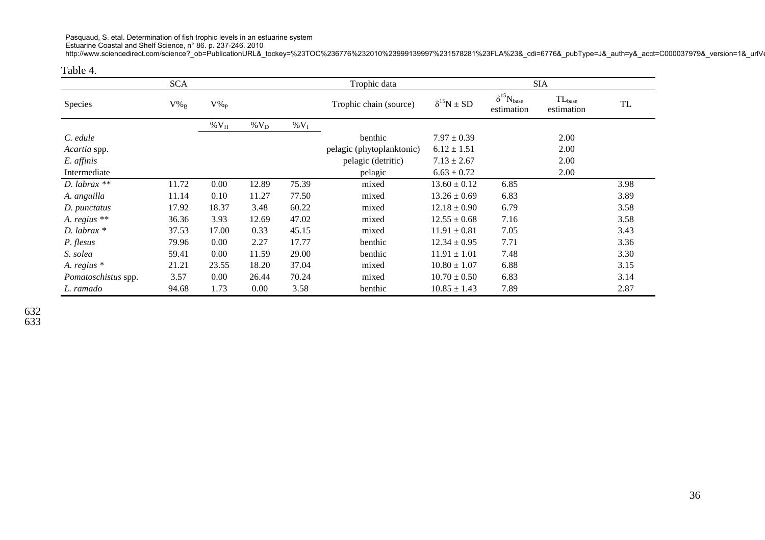Pasquaud, S. etal. Determination of fish trophic levels in an estuarine system
Estuarine Coastal and Shelf Science, n° 86. p. 237-246. 2010
http://www.sciencedirect.com/science?_ob=PublicationURL&_tockey=%23TOC%236776%232010%23999139997%231578281%23FLA%23&_cdi=6776&_pubType=J&_auth=y&_acct=C000037979&_version=1&_urlV

Table 4.

| | SCA | | | | Trophic data | | SIA | | |
|---|---|---|---|---|---|---|---|---|---|
| Species | $V\%_B$ | $V\%_P$ | | | Trophic chain (source) | $\delta^{15}N \pm SD$ | $\delta^{15}N_{base}$ estimation | $TL_{base}$ estimation | TL |
| | | $\%V_H$ | $\%V_D$ | $\%V_I$ | | | | | |
| *C. edule* | | | | | benthic | 7.97 ± 0.39 | | 2.00 | |
| *Acartia* spp. | | | | | pelagic (phytoplanktonic) | 6.12 ± 1.51 | | 2.00 | |
| *E. affinis* | | | | | pelagic (detritic) | 7.13 ± 2.67 | | 2.00 | |
| Intermediate | | | | | pelagic | 6.63 ± 0.72 | | 2.00 | |
| *D. labrax* ** | 11.72 | 0.00 | 12.89 | 75.39 | mixed | 13.60 ± 0.12 | 6.85 | | 3.98 |
| *A. anguilla* | 11.14 | 0.10 | 11.27 | 77.50 | mixed | 13.26 ± 0.69 | 6.83 | | 3.89 |
| *D. punctatus* | 17.92 | 18.37 | 3.48 | 60.22 | mixed | 12.18 ± 0.90 | 6.79 | | 3.58 |
| *A. regius* ** | 36.36 | 3.93 | 12.69 | 47.02 | mixed | 12.55 ± 0.68 | 7.16 | | 3.58 |
| *D. labrax* * | 37.53 | 17.00 | 0.33 | 45.15 | mixed | 11.91 ± 0.81 | 7.05 | | 3.43 |
| *P. flesus* | 79.96 | 0.00 | 2.27 | 17.77 | benthic | 12.34 ± 0.95 | 7.71 | | 3.36 |
| *S. solea* | 59.41 | 0.00 | 11.59 | 29.00 | benthic | 11.91 ± 1.01 | 7.48 | | 3.30 |
| *A. regius* * | 21.21 | 23.55 | 18.20 | 37.04 | mixed | 10.80 ± 1.07 | 6.88 | | 3.15 |
| *Pomatoschistus* spp. | 3.57 | 0.00 | 26.44 | 70.24 | mixed | 10.70 ± 0.50 | 6.83 | | 3.14 |
| *L. ramado* | 94.68 | 1.73 | 0.00 | 3.58 | benthic | 10.85 ± 1.43 | 7.89 | | 2.87 |